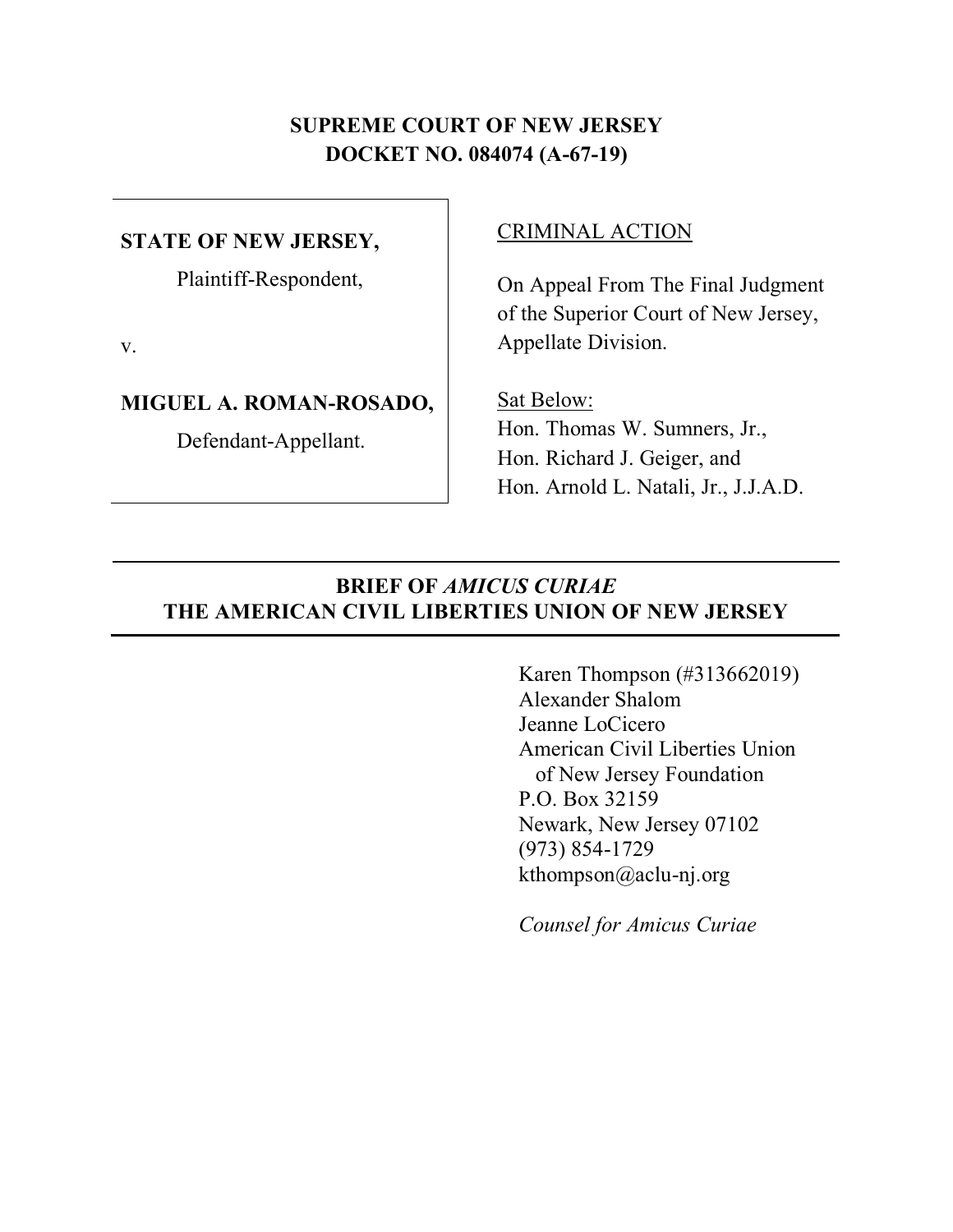**SUPREME COURT OF NEW JERSEY**
**DOCKET NO. 084074 (A-67-19)**

**STATE OF NEW JERSEY,**

Plaintiff-Respondent,

v.

**MIGUEL A. ROMAN-ROSADO,**

Defendant-Appellant.

CRIMINAL ACTION

On Appeal From The Final Judgment of the Superior Court of New Jersey, Appellate Division.

Sat Below:
Hon. Thomas W. Sumners, Jr.,
Hon. Richard J. Geiger, and
Hon. Arnold L. Natali, Jr., J.J.A.D.

---

**BRIEF OF *AMICUS CURIAE***
**THE AMERICAN CIVIL LIBERTIES UNION OF NEW JERSEY**

---

Karen Thompson (#313662019)
Alexander Shalom
Jeanne LoCicero
American Civil Liberties Union
of New Jersey Foundation
P.O. Box 32159
Newark, New Jersey 07102
(973) 854-1729
kthompson@aclu-nj.org

*Counsel for Amicus Curiae*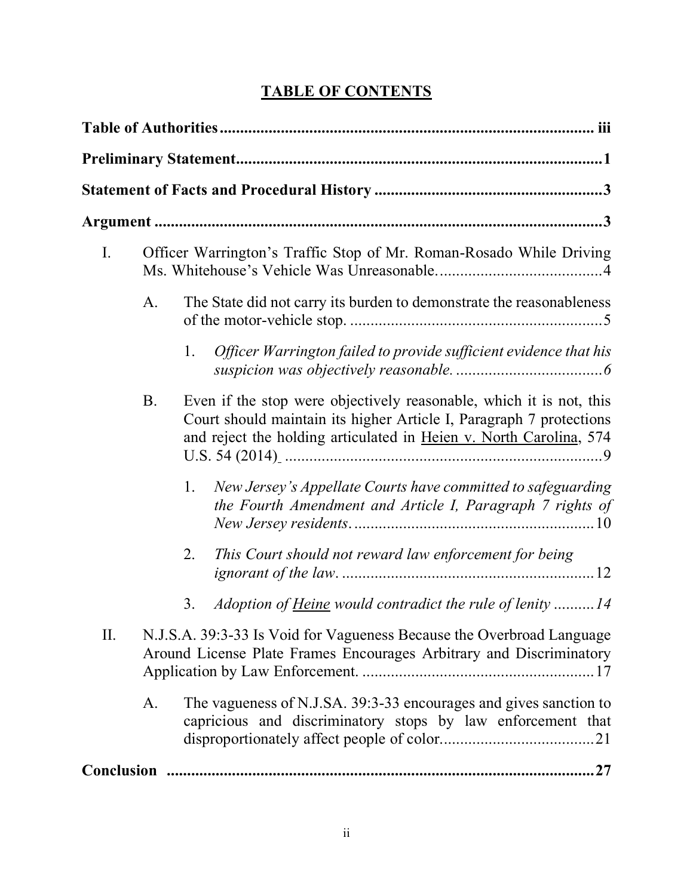# TABLE OF CONTENTS

**Table of Authorities** ............................................................ iii

**Preliminary Statement** ............................................................ 1

**Statement of Facts and Procedural History** ............................................................ 3

**Argument** ............................................................ 3

I. Officer Warrington's Traffic Stop of Mr. Roman-Rosado While Driving Ms. Whitehouse's Vehicle Was Unreasonable. ............................................................ 4

  A. The State did not carry its burden to demonstrate the reasonableness of the motor-vehicle stop. ............................................................ 5

    1. *Officer Warrington failed to provide sufficient evidence that his suspicion was objectively reasonable.* ............................................................ *6*

  B. Even if the stop were objectively reasonable, which it is not, this Court should maintain its higher Article I, Paragraph 7 protections and reject the holding articulated in <u>Heien v. North Carolina</u>, 574 U.S. 54 (2014) ............................................................ 9

    1. *New Jersey's Appellate Courts have committed to safeguarding the Fourth Amendment and Article I, Paragraph 7 rights of New Jersey residents*. ............................................................ 10

    2. *This Court should not reward law enforcement for being ignorant of the law*. ............................................................ 12

    3. *Adoption of <u>Heine</u> would contradict the rule of lenity* .......... *14*

II. N.J.S.A. 39:3-33 Is Void for Vagueness Because the Overbroad Language Around License Plate Frames Encourages Arbitrary and Discriminatory Application by Law Enforcement. ............................................................ 17

  A. The vagueness of N.J.SA. 39:3-33 encourages and gives sanction to capricious and discriminatory stops by law enforcement that disproportionately affect people of color. ............................................................ 21

**Conclusion** ............................................................ **27**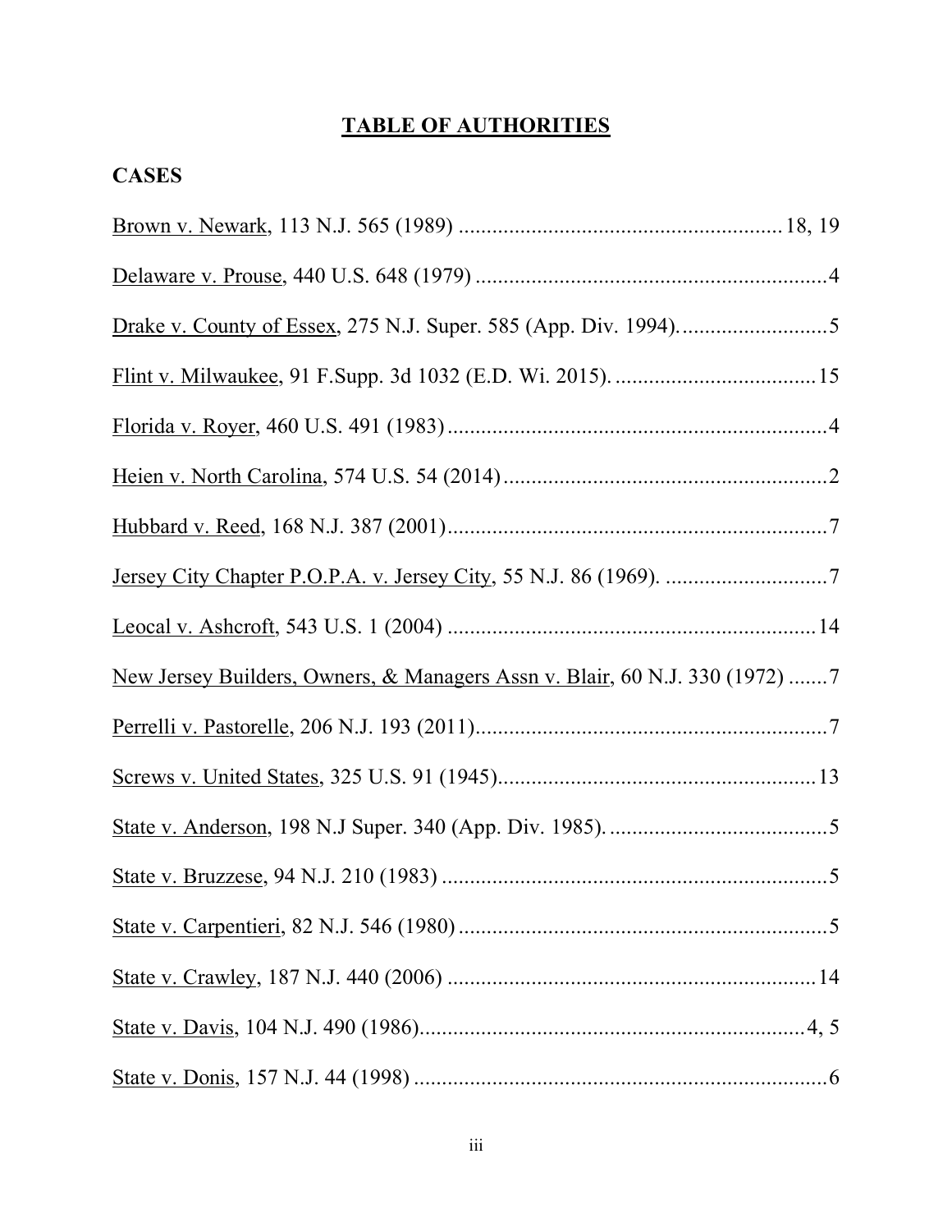# TABLE OF AUTHORITIES

## CASES

Brown v. Newark, 113 N.J. 565 (1989) .......................................................... 18, 19

Delaware v. Prouse, 440 U.S. 648 (1979) ............................................................... 4

Drake v. County of Essex, 275 N.J. Super. 585 (App. Div. 1994). .......................... 5

Flint v. Milwaukee, 91 F.Supp. 3d 1032 (E.D. Wi. 2015). .................................... 15

Florida v. Royer, 460 U.S. 491 (1983) .................................................................... 4

Heien v. North Carolina, 574 U.S. 54 (2014) .......................................................... 2

Hubbard v. Reed, 168 N.J. 387 (2001) ..................................................................... 7

Jersey City Chapter P.O.P.A. v. Jersey City, 55 N.J. 86 (1969). ............................. 7

Leocal v. Ashcroft, 543 U.S. 1 (2004) .................................................................. 14

New Jersey Builders, Owners, & Managers Assn v. Blair, 60 N.J. 330 (1972) ....... 7

Perrelli v. Pastorelle, 206 N.J. 193 (2011) ............................................................... 7

Screws v. United States, 325 U.S. 91 (1945) .......................................................... 13

State v. Anderson, 198 N.J Super. 340 (App. Div. 1985). ........................................ 5

State v. Bruzzese, 94 N.J. 210 (1983) ...................................................................... 5

State v. Carpentieri, 82 N.J. 546 (1980) .................................................................. 5

State v. Crawley, 187 N.J. 440 (2006) .................................................................. 14

State v. Davis, 104 N.J. 490 (1986) ...................................................................... 4, 5

State v. Donis, 157 N.J. 44 (1998) .......................................................................... 6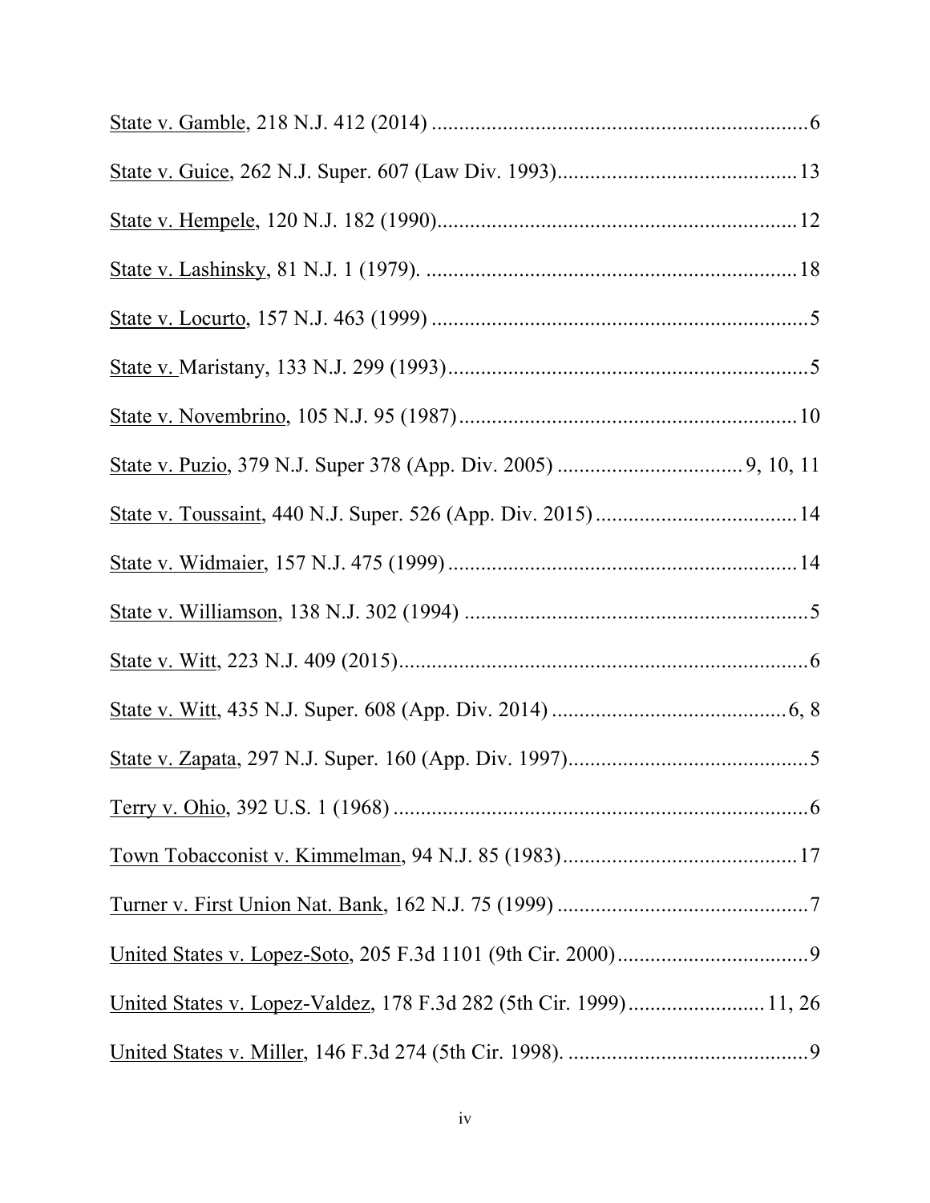State v. Gamble, 218 N.J. 412 (2014) ....................................................................6

State v. Guice, 262 N.J. Super. 607 (Law Div. 1993)...........................................13

State v. Hempele, 120 N.J. 182 (1990).................................................................12

State v. Lashinsky, 81 N.J. 1 (1979). ....................................................................18

State v. Locurto, 157 N.J. 463 (1999) ....................................................................5

State v. Maristany, 133 N.J. 299 (1993).................................................................5

State v. Novembrino, 105 N.J. 95 (1987).............................................................10

State v. Puzio, 379 N.J. Super 378 (App. Div. 2005) .................................9, 10, 11

State v. Toussaint, 440 N.J. Super. 526 (App. Div. 2015).....................................14

State v. Widmaier, 157 N.J. 475 (1999) ................................................................14

State v. Williamson, 138 N.J. 302 (1994) ...............................................................5

State v. Witt, 223 N.J. 409 (2015)...........................................................................6

State v. Witt, 435 N.J. Super. 608 (App. Div. 2014) ..........................................6, 8

State v. Zapata, 297 N.J. Super. 160 (App. Div. 1997)...........................................5

Terry v. Ohio, 392 U.S. 1 (1968) ............................................................................6

Town Tobacconist v. Kimmelman, 94 N.J. 85 (1983)...........................................17

Turner v. First Union Nat. Bank, 162 N.J. 75 (1999) .............................................7

United States v. Lopez-Soto, 205 F.3d 1101 (9th Cir. 2000)..................................9

United States v. Lopez-Valdez, 178 F.3d 282 (5th Cir. 1999).........................11, 26

United States v. Miller, 146 F.3d 274 (5th Cir. 1998). ............................................9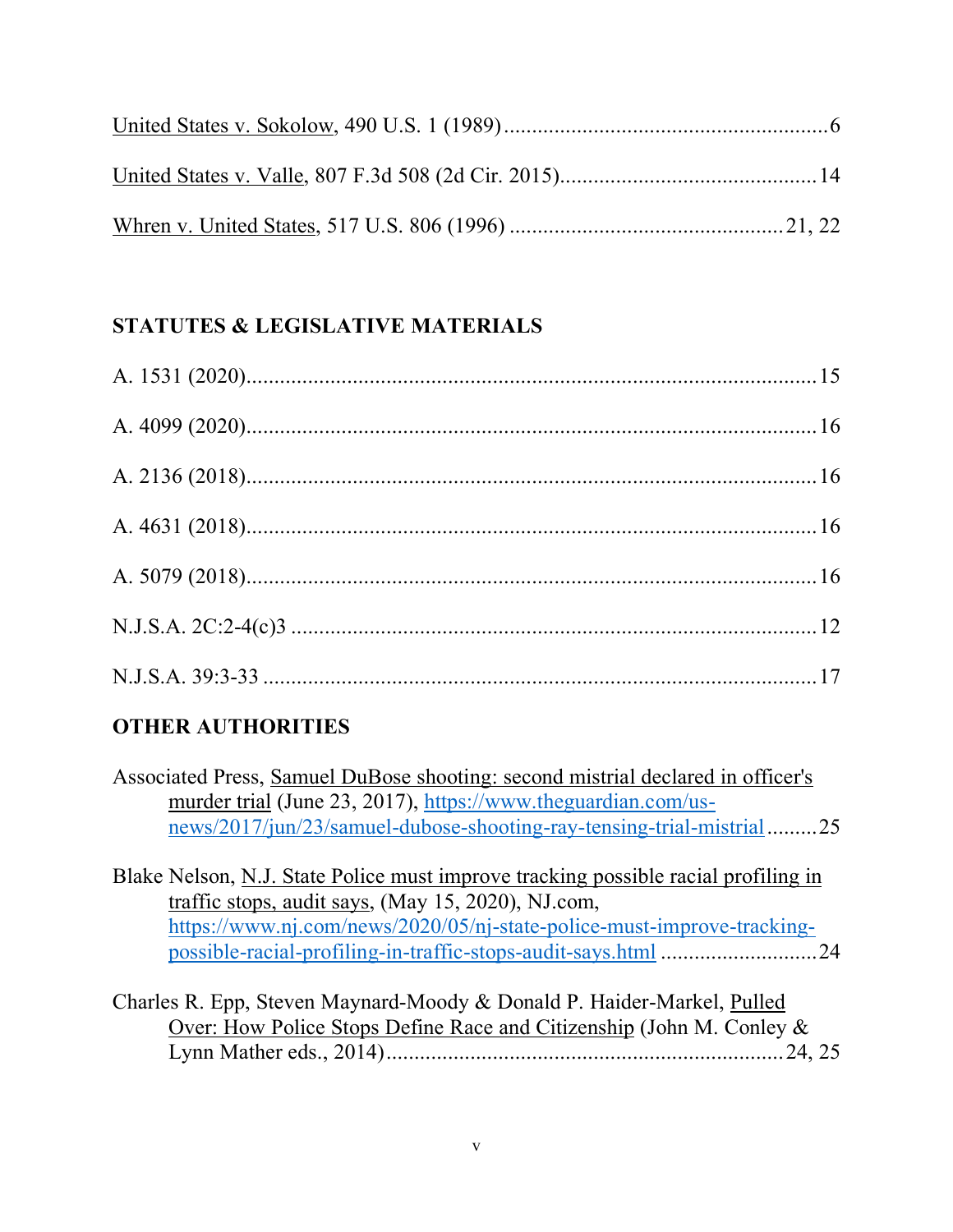United States v. Sokolow, 490 U.S. 1 (1989) .......................................................... 6

United States v. Valle, 807 F.3d 508 (2d Cir. 2015)............................................. 14

Whren v. United States, 517 U.S. 806 (1996) ................................................ 21, 22

## STATUTES & LEGISLATIVE MATERIALS

A. 1531 (2020)..................................................................................................... 15

A. 4099 (2020)..................................................................................................... 16

A. 2136 (2018)..................................................................................................... 16

A. 4631 (2018)..................................................................................................... 16

A. 5079 (2018)..................................................................................................... 16

N.J.S.A. 2C:2-4(c)3 .............................................................................................. 12

N.J.S.A. 39:3-33 ................................................................................................... 17

## OTHER AUTHORITIES

Associated Press, Samuel DuBose shooting: second mistrial declared in officer's murder trial (June 23, 2017), https://www.theguardian.com/us-news/2017/jun/23/samuel-dubose-shooting-ray-tensing-trial-mistrial .........25

Blake Nelson, N.J. State Police must improve tracking possible racial profiling in traffic stops, audit says, (May 15, 2020), NJ.com, https://www.nj.com/news/2020/05/nj-state-police-must-improve-tracking-possible-racial-profiling-in-traffic-stops-audit-says.html ............................24

Charles R. Epp, Steven Maynard-Moody & Donald P. Haider-Markel, Pulled Over: How Police Stops Define Race and Citizenship (John M. Conley & Lynn Mather eds., 2014)....................................................................24, 25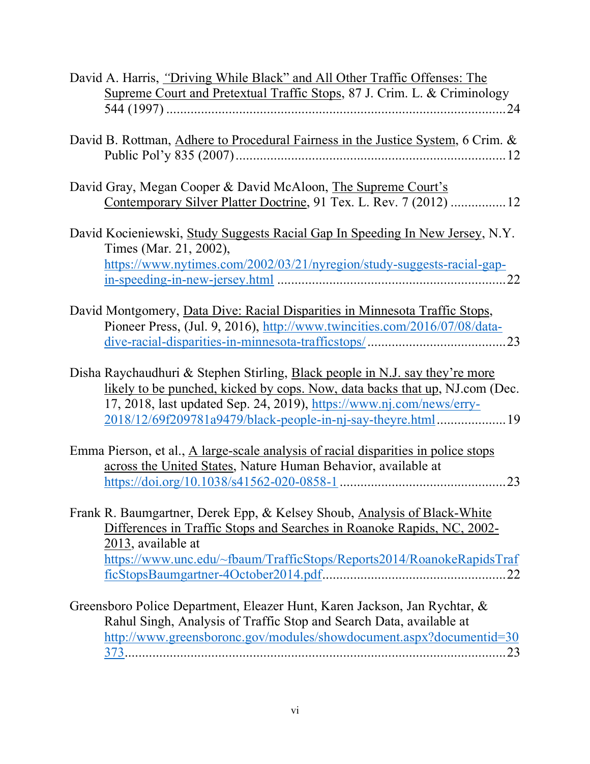David A. Harris, "Driving While Black" and All Other Traffic Offenses: The Supreme Court and Pretextual Traffic Stops, 87 J. Crim. L. & Criminology 544 (1997) .................................................................................. 24

David B. Rottman, Adhere to Procedural Fairness in the Justice System, 6 Crim. & Public Pol'y 835 (2007) .............................................................................. 12

David Gray, Megan Cooper & David McAloon, The Supreme Court's Contemporary Silver Platter Doctrine, 91 Tex. L. Rev. 7 (2012) ................ 12

David Kocieniewski, Study Suggests Racial Gap In Speeding In New Jersey, N.Y. Times (Mar. 21, 2002), https://www.nytimes.com/2002/03/21/nyregion/study-suggests-racial-gap-in-speeding-in-new-jersey.html .................................................................. 22

David Montgomery, Data Dive: Racial Disparities in Minnesota Traffic Stops, Pioneer Press, (Jul. 9, 2016), http://www.twincities.com/2016/07/08/data-dive-racial-disparities-in-minnesota-trafficstops/ ........................................ 23

Disha Raychaudhuri & Stephen Stirling, Black people in N.J. say they're more likely to be punched, kicked by cops. Now, data backs that up, NJ.com (Dec. 17, 2018, last updated Sep. 24, 2019), https://www.nj.com/news/erry-2018/12/69f209781a9479/black-people-in-nj-say-theyre.html .................... 19

Emma Pierson, et al., A large-scale analysis of racial disparities in police stops across the United States, Nature Human Behavior, available at https://doi.org/10.1038/s41562-020-0858-1 ................................................ 23

Frank R. Baumgartner, Derek Epp, & Kelsey Shoub, Analysis of Black-White Differences in Traffic Stops and Searches in Roanoke Rapids, NC, 2002-2013, available at https://www.unc.edu/~fbaum/TrafficStops/Reports2014/RoanokeRapidsTrafficStopsBaumgartner-4October2014.pdf.................................................... 22

Greensboro Police Department, Eleazer Hunt, Karen Jackson, Jan Rychtar, & Rahul Singh, Analysis of Traffic Stop and Search Data, available at http://www.greensboronc.gov/modules/showdocument.aspx?documentid=30373............................................................................................................ 23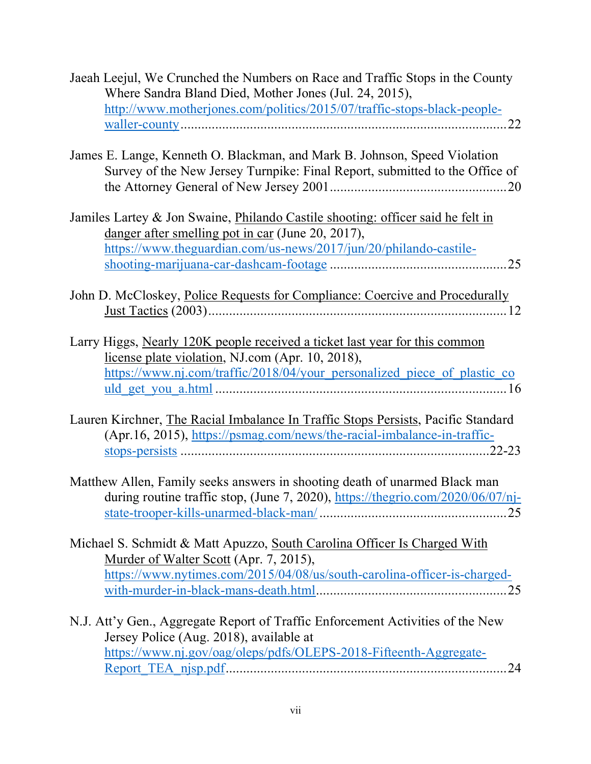Jaeah Leejul, We Crunched the Numbers on Race and Traffic Stops in the County Where Sandra Bland Died, Mother Jones (Jul. 24, 2015), http://www.motherjones.com/politics/2015/07/traffic-stops-black-people-waller-county............................................................................................22

James E. Lange, Kenneth O. Blackman, and Mark B. Johnson, Speed Violation Survey of the New Jersey Turnpike: Final Report, submitted to the Office of the Attorney General of New Jersey 2001..................................................20

Jamiles Lartey & Jon Swaine, Philando Castile shooting: officer said he felt in danger after smelling pot in car (June 20, 2017), https://www.theguardian.com/us-news/2017/jun/20/philando-castile-shooting-marijuana-car-dashcam-footage ..................................................25

John D. McCloskey, Police Requests for Compliance: Coercive and Procedurally Just Tactics (2003).....................................................................................12

Larry Higgs, Nearly 120K people received a ticket last year for this common license plate violation, NJ.com (Apr. 10, 2018), https://www.nj.com/traffic/2018/04/your_personalized_piece_of_plastic_could_get_you_a.html ...................................................................................16

Lauren Kirchner, The Racial Imbalance In Traffic Stops Persists, Pacific Standard (Apr.16, 2015), https://psmag.com/news/the-racial-imbalance-in-traffic-stops-persists .........................................................................................22-23

Matthew Allen, Family seeks answers in shooting death of unarmed Black man during routine traffic stop, (June 7, 2020), https://thegrio.com/2020/06/07/nj-state-trooper-kills-unarmed-black-man/ .....................................................25

Michael S. Schmidt & Matt Apuzzo, South Carolina Officer Is Charged With Murder of Walter Scott (Apr. 7, 2015), https://www.nytimes.com/2015/04/08/us/south-carolina-officer-is-charged-with-murder-in-black-mans-death.html......................................................25

N.J. Att'y Gen., Aggregate Report of Traffic Enforcement Activities of the New Jersey Police (Aug. 2018), available at https://www.nj.gov/oag/oleps/pdfs/OLEPS-2018-Fifteenth-Aggregate-Report_TEA_njsp.pdf................................................................................24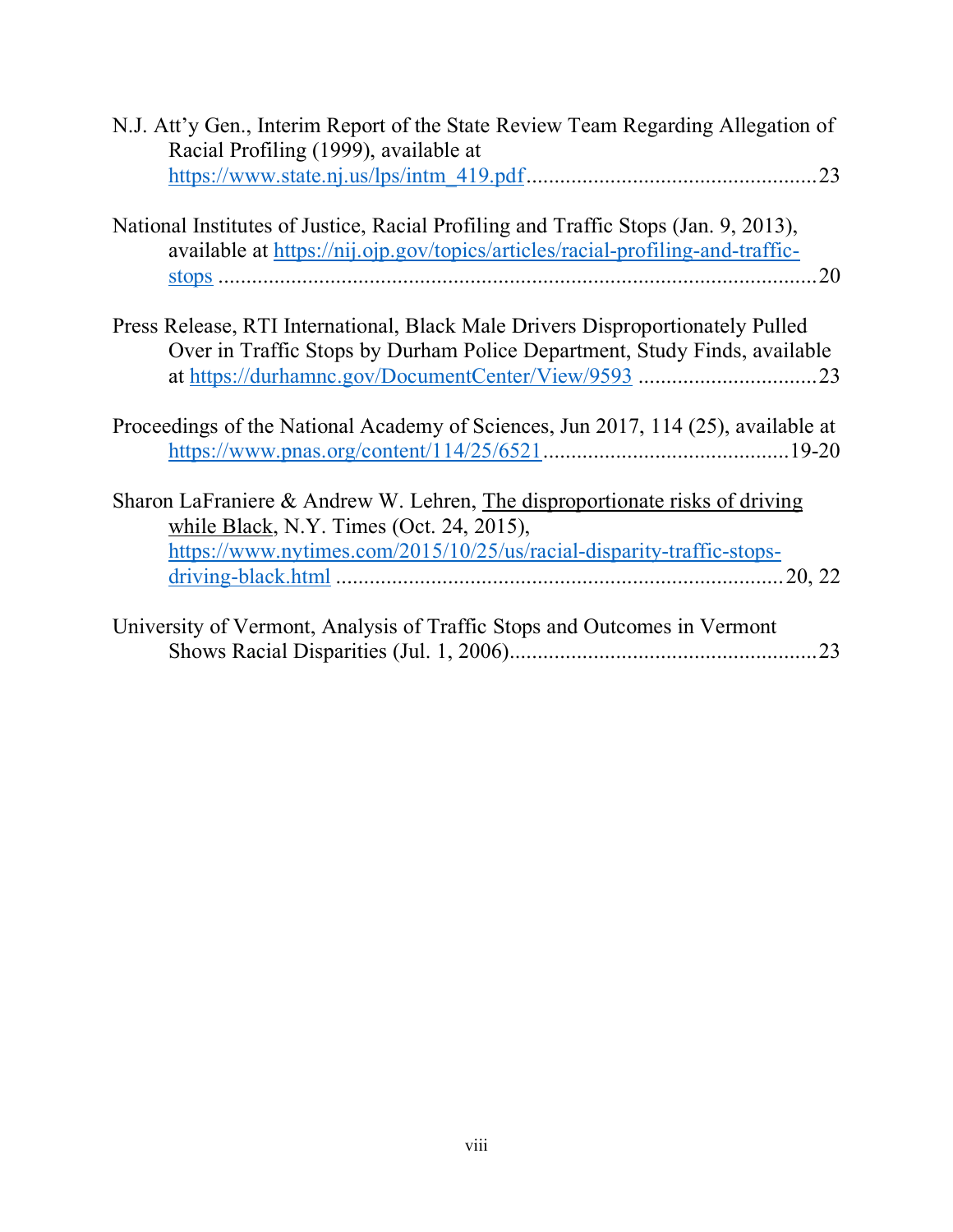N.J. Att'y Gen., Interim Report of the State Review Team Regarding Allegation of Racial Profiling (1999), available at https://www.state.nj.us/lps/intm_419.pdf....................................................23

National Institutes of Justice, Racial Profiling and Traffic Stops (Jan. 9, 2013), available at https://nij.ojp.gov/topics/articles/racial-profiling-and-traffic-stops ..........................................................................................................20

Press Release, RTI International, Black Male Drivers Disproportionately Pulled Over in Traffic Stops by Durham Police Department, Study Finds, available at https://durhamnc.gov/DocumentCenter/View/9593 ................................23

Proceedings of the National Academy of Sciences, Jun 2017, 114 (25), available at https://www.pnas.org/content/114/25/6521............................................19-20

Sharon LaFraniere & Andrew W. Lehren, The disproportionate risks of driving while Black, N.Y. Times (Oct. 24, 2015), https://www.nytimes.com/2015/10/25/us/racial-disparity-traffic-stops-driving-black.html ................................................................................20, 22

University of Vermont, Analysis of Traffic Stops and Outcomes in Vermont Shows Racial Disparities (Jul. 1, 2006).......................................................23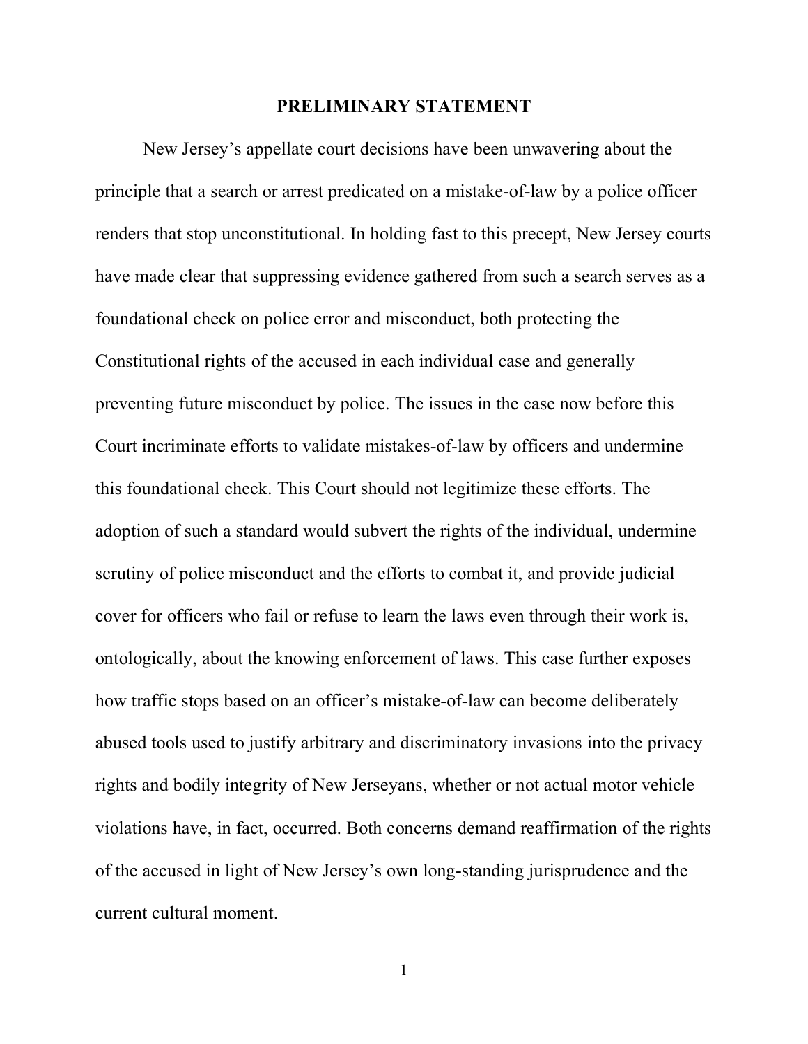# PRELIMINARY STATEMENT

New Jersey's appellate court decisions have been unwavering about the principle that a search or arrest predicated on a mistake-of-law by a police officer renders that stop unconstitutional. In holding fast to this precept, New Jersey courts have made clear that suppressing evidence gathered from such a search serves as a foundational check on police error and misconduct, both protecting the Constitutional rights of the accused in each individual case and generally preventing future misconduct by police. The issues in the case now before this Court incriminate efforts to validate mistakes-of-law by officers and undermine this foundational check. This Court should not legitimize these efforts. The adoption of such a standard would subvert the rights of the individual, undermine scrutiny of police misconduct and the efforts to combat it, and provide judicial cover for officers who fail or refuse to learn the laws even through their work is, ontologically, about the knowing enforcement of laws. This case further exposes how traffic stops based on an officer's mistake-of-law can become deliberately abused tools used to justify arbitrary and discriminatory invasions into the privacy rights and bodily integrity of New Jerseyans, whether or not actual motor vehicle violations have, in fact, occurred. Both concerns demand reaffirmation of the rights of the accused in light of New Jersey's own long-standing jurisprudence and the current cultural moment.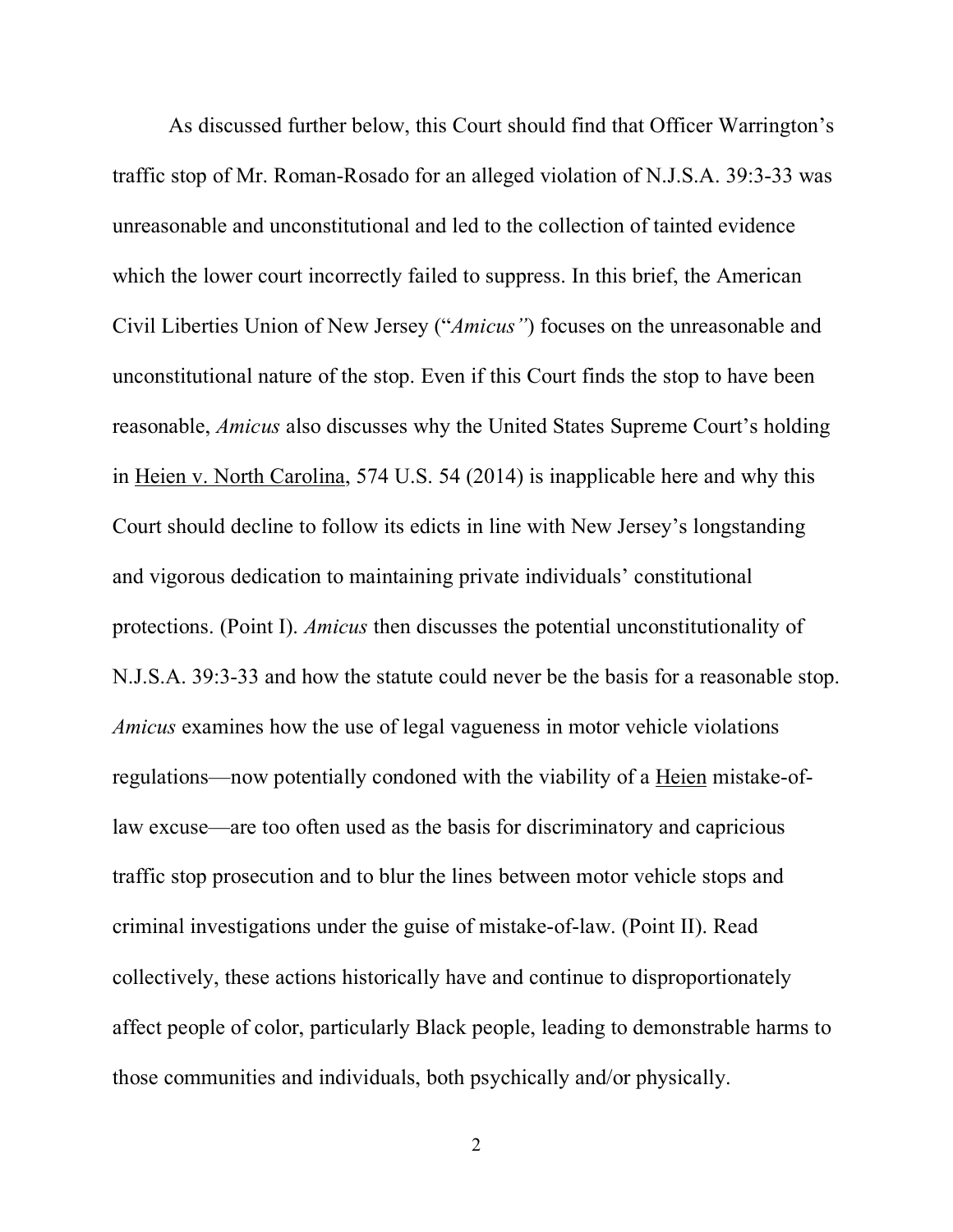As discussed further below, this Court should find that Officer Warrington's traffic stop of Mr. Roman-Rosado for an alleged violation of N.J.S.A. 39:3-33 was unreasonable and unconstitutional and led to the collection of tainted evidence which the lower court incorrectly failed to suppress. In this brief, the American Civil Liberties Union of New Jersey ("*Amicus"*) focuses on the unreasonable and unconstitutional nature of the stop. Even if this Court finds the stop to have been reasonable, *Amicus* also discusses why the United States Supreme Court's holding in <u>Heien v. North Carolina</u>, 574 U.S. 54 (2014) is inapplicable here and why this Court should decline to follow its edicts in line with New Jersey's longstanding and vigorous dedication to maintaining private individuals' constitutional protections. (Point I). *Amicus* then discusses the potential unconstitutionality of N.J.S.A. 39:3-33 and how the statute could never be the basis for a reasonable stop. *Amicus* examines how the use of legal vagueness in motor vehicle violations regulations—now potentially condoned with the viability of a <u>Heien</u> mistake-of-law excuse—are too often used as the basis for discriminatory and capricious traffic stop prosecution and to blur the lines between motor vehicle stops and criminal investigations under the guise of mistake-of-law. (Point II). Read collectively, these actions historically have and continue to disproportionately affect people of color, particularly Black people, leading to demonstrable harms to those communities and individuals, both psychically and/or physically.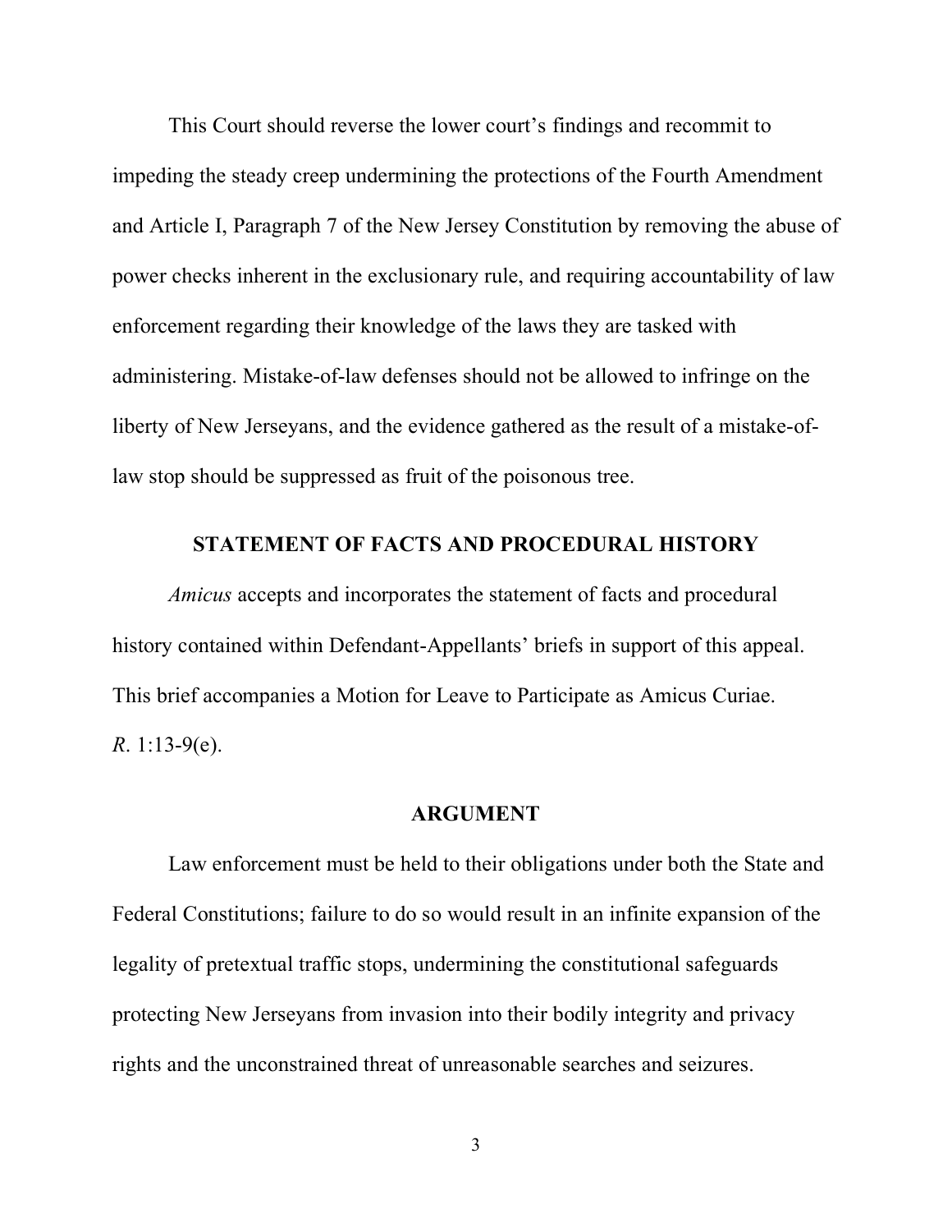This Court should reverse the lower court's findings and recommit to impeding the steady creep undermining the protections of the Fourth Amendment and Article I, Paragraph 7 of the New Jersey Constitution by removing the abuse of power checks inherent in the exclusionary rule, and requiring accountability of law enforcement regarding their knowledge of the laws they are tasked with administering. Mistake-of-law defenses should not be allowed to infringe on the liberty of New Jerseyans, and the evidence gathered as the result of a mistake-of-law stop should be suppressed as fruit of the poisonous tree.

## STATEMENT OF FACTS AND PROCEDURAL HISTORY

*Amicus* accepts and incorporates the statement of facts and procedural history contained within Defendant-Appellants' briefs in support of this appeal. This brief accompanies a Motion for Leave to Participate as Amicus Curiae. *R*. 1:13-9(e).

## ARGUMENT

Law enforcement must be held to their obligations under both the State and Federal Constitutions; failure to do so would result in an infinite expansion of the legality of pretextual traffic stops, undermining the constitutional safeguards protecting New Jerseyans from invasion into their bodily integrity and privacy rights and the unconstrained threat of unreasonable searches and seizures.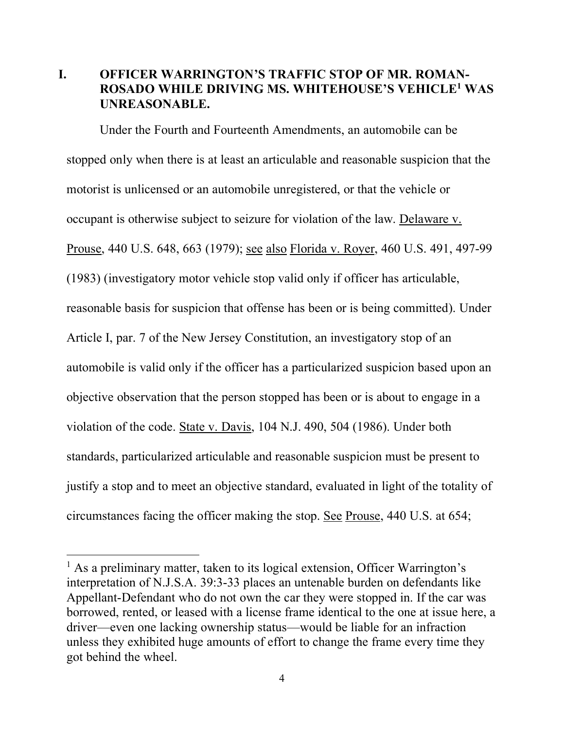## I. OFFICER WARRINGTON'S TRAFFIC STOP OF MR. ROMAN-ROSADO WHILE DRIVING MS. WHITEHOUSE'S VEHICLE[1] WAS UNREASONABLE.

Under the Fourth and Fourteenth Amendments, an automobile can be stopped only when there is at least an articulable and reasonable suspicion that the motorist is unlicensed or an automobile unregistered, or that the vehicle or occupant is otherwise subject to seizure for violation of the law. Delaware v. Prouse, 440 U.S. 648, 663 (1979); see also Florida v. Royer, 460 U.S. 491, 497-99 (1983) (investigatory motor vehicle stop valid only if officer has articulable, reasonable basis for suspicion that offense has been or is being committed). Under Article I, par. 7 of the New Jersey Constitution, an investigatory stop of an automobile is valid only if the officer has a particularized suspicion based upon an objective observation that the person stopped has been or is about to engage in a violation of the code. State v. Davis, 104 N.J. 490, 504 (1986). Under both standards, particularized articulable and reasonable suspicion must be present to justify a stop and to meet an objective standard, evaluated in light of the totality of circumstances facing the officer making the stop. See Prouse, 440 U.S. at 654;

---

[1] As a preliminary matter, taken to its logical extension, Officer Warrington's interpretation of N.J.S.A. 39:3-33 places an untenable burden on defendants like Appellant-Defendant who do not own the car they were stopped in. If the car was borrowed, rented, or leased with a license frame identical to the one at issue here, a driver—even one lacking ownership status—would be liable for an infraction unless they exhibited huge amounts of effort to change the frame every time they got behind the wheel.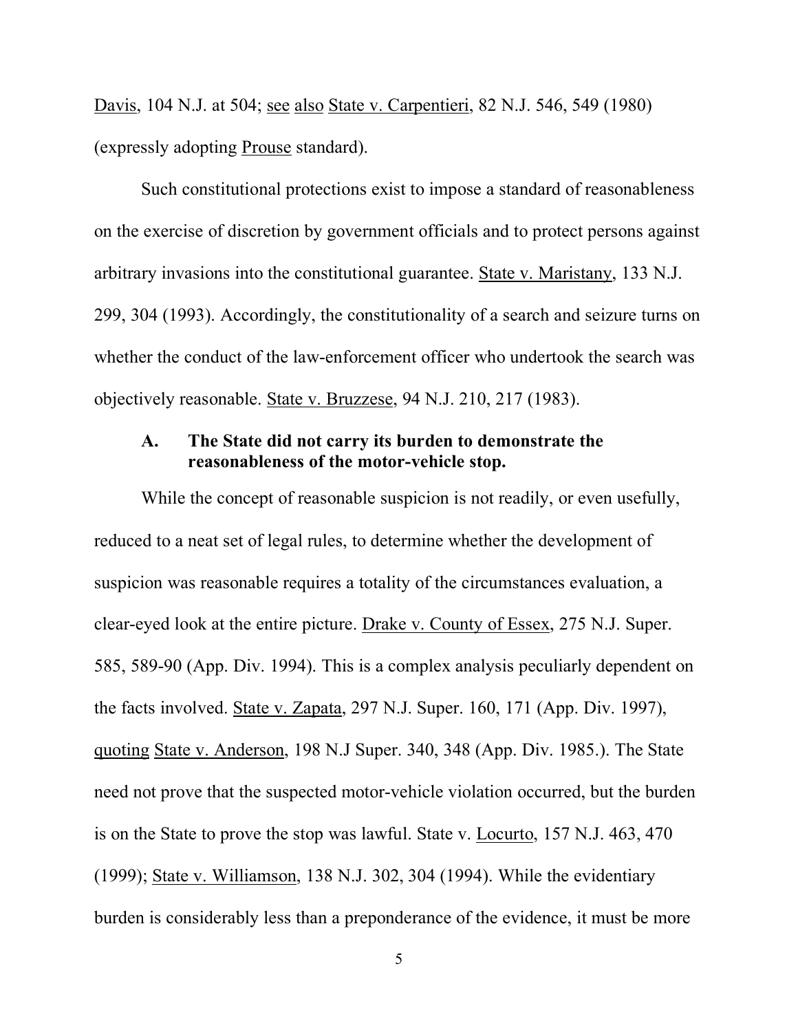Davis, 104 N.J. at 504; see also State v. Carpentieri, 82 N.J. 546, 549 (1980) (expressly adopting Prouse standard).

Such constitutional protections exist to impose a standard of reasonableness on the exercise of discretion by government officials and to protect persons against arbitrary invasions into the constitutional guarantee. State v. Maristany, 133 N.J. 299, 304 (1993). Accordingly, the constitutionality of a search and seizure turns on whether the conduct of the law-enforcement officer who undertook the search was objectively reasonable. State v. Bruzzese, 94 N.J. 210, 217 (1983).

### A. The State did not carry its burden to demonstrate the reasonableness of the motor-vehicle stop.

While the concept of reasonable suspicion is not readily, or even usefully, reduced to a neat set of legal rules, to determine whether the development of suspicion was reasonable requires a totality of the circumstances evaluation, a clear-eyed look at the entire picture. Drake v. County of Essex, 275 N.J. Super. 585, 589-90 (App. Div. 1994). This is a complex analysis peculiarly dependent on the facts involved. State v. Zapata, 297 N.J. Super. 160, 171 (App. Div. 1997), quoting State v. Anderson, 198 N.J Super. 340, 348 (App. Div. 1985.). The State need not prove that the suspected motor-vehicle violation occurred, but the burden is on the State to prove the stop was lawful. State v. Locurto, 157 N.J. 463, 470 (1999); State v. Williamson, 138 N.J. 302, 304 (1994). While the evidentiary burden is considerably less than a preponderance of the evidence, it must be more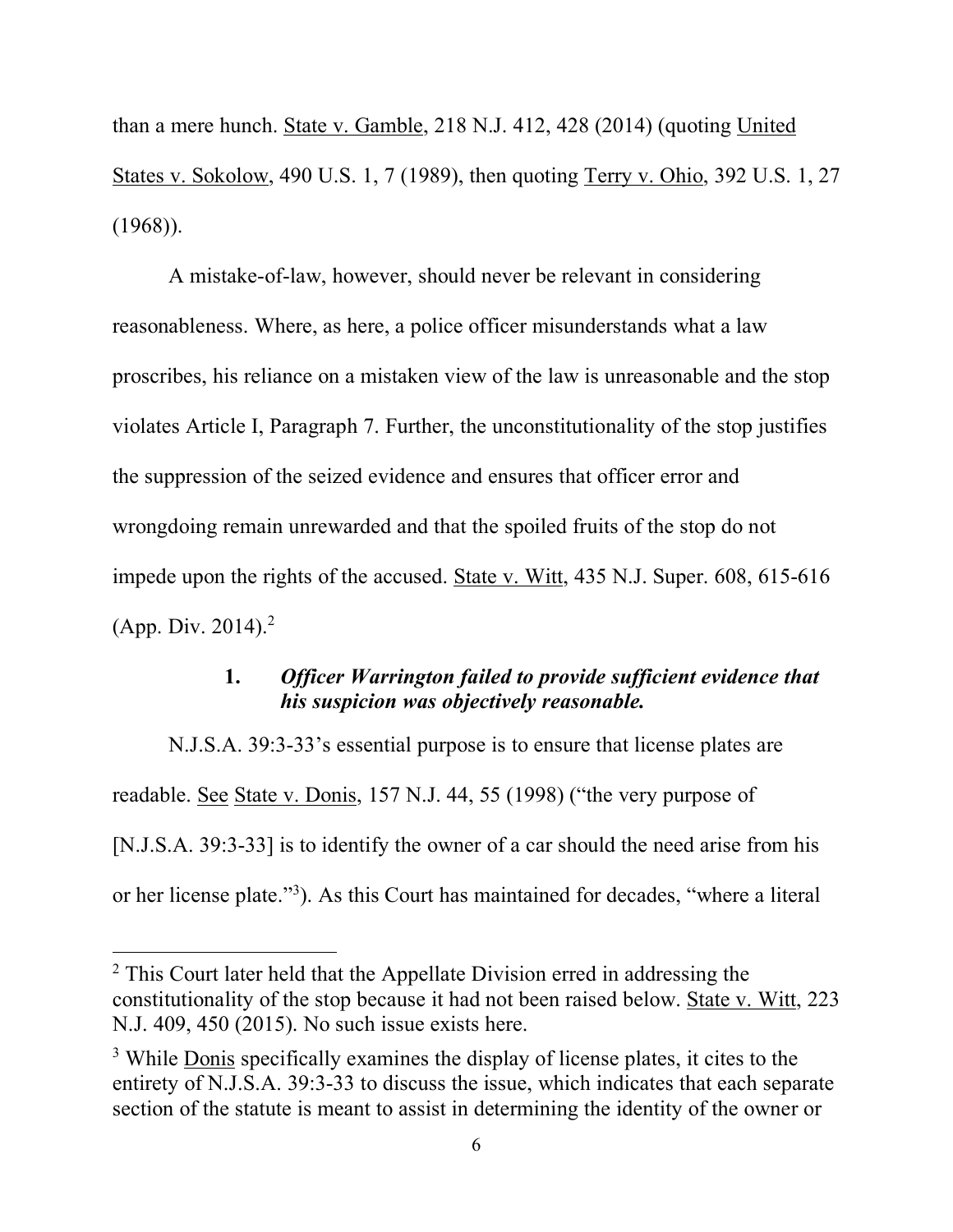than a mere hunch. State v. Gamble, 218 N.J. 412, 428 (2014) (quoting United States v. Sokolow, 490 U.S. 1, 7 (1989), then quoting Terry v. Ohio, 392 U.S. 1, 27 (1968)).

A mistake-of-law, however, should never be relevant in considering reasonableness. Where, as here, a police officer misunderstands what a law proscribes, his reliance on a mistaken view of the law is unreasonable and the stop violates Article I, Paragraph 7. Further, the unconstitutionality of the stop justifies the suppression of the seized evidence and ensures that officer error and wrongdoing remain unrewarded and that the spoiled fruits of the stop do not impede upon the rights of the accused. State v. Witt, 435 N.J. Super. 608, 615-616 (App. Div. 2014).[2]

### 1. *Officer Warrington failed to provide sufficient evidence that his suspicion was objectively reasonable.*

N.J.S.A. 39:3-33's essential purpose is to ensure that license plates are readable. See State v. Donis, 157 N.J. 44, 55 (1998) ("the very purpose of [N.J.S.A. 39:3-33] is to identify the owner of a car should the need arise from his or her license plate."[3]). As this Court has maintained for decades, "where a literal

[2] This Court later held that the Appellate Division erred in addressing the constitutionality of the stop because it had not been raised below. State v. Witt, 223 N.J. 409, 450 (2015). No such issue exists here.

[3] While Donis specifically examines the display of license plates, it cites to the entirety of N.J.S.A. 39:3-33 to discuss the issue, which indicates that each separate section of the statute is meant to assist in determining the identity of the owner or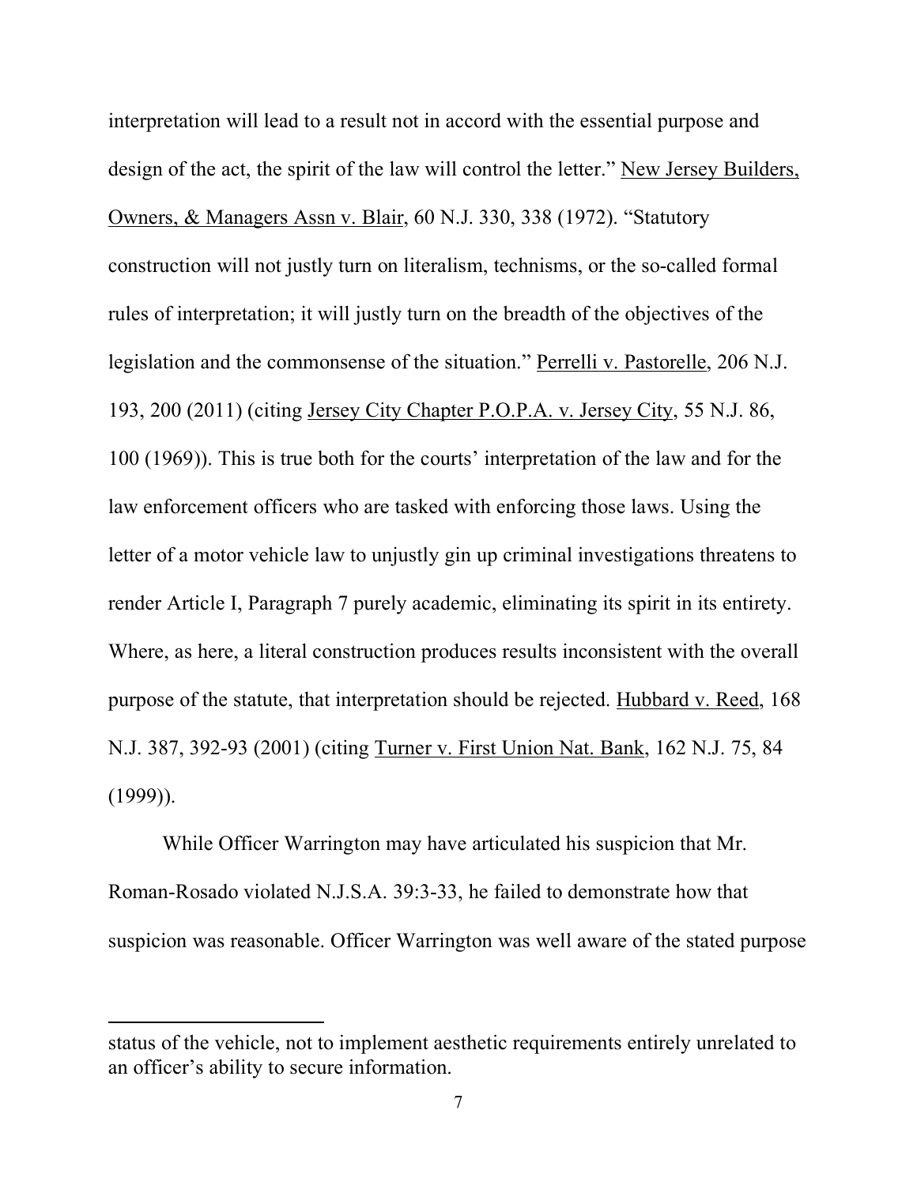interpretation will lead to a result not in accord with the essential purpose and design of the act, the spirit of the law will control the letter." New Jersey Builders, Owners, & Managers Assn v. Blair, 60 N.J. 330, 338 (1972). "Statutory construction will not justly turn on literalism, technisms, or the so-called formal rules of interpretation; it will justly turn on the breadth of the objectives of the legislation and the commonsense of the situation." Perrelli v. Pastorelle, 206 N.J. 193, 200 (2011) (citing Jersey City Chapter P.O.P.A. v. Jersey City, 55 N.J. 86, 100 (1969)). This is true both for the courts' interpretation of the law and for the law enforcement officers who are tasked with enforcing those laws. Using the letter of a motor vehicle law to unjustly gin up criminal investigations threatens to render Article I, Paragraph 7 purely academic, eliminating its spirit in its entirety. Where, as here, a literal construction produces results inconsistent with the overall purpose of the statute, that interpretation should be rejected. Hubbard v. Reed, 168 N.J. 387, 392-93 (2001) (citing Turner v. First Union Nat. Bank, 162 N.J. 75, 84 (1999)).

While Officer Warrington may have articulated his suspicion that Mr. Roman-Rosado violated N.J.S.A. 39:3-33, he failed to demonstrate how that suspicion was reasonable. Officer Warrington was well aware of the stated purpose

---

status of the vehicle, not to implement aesthetic requirements entirely unrelated to an officer's ability to secure information.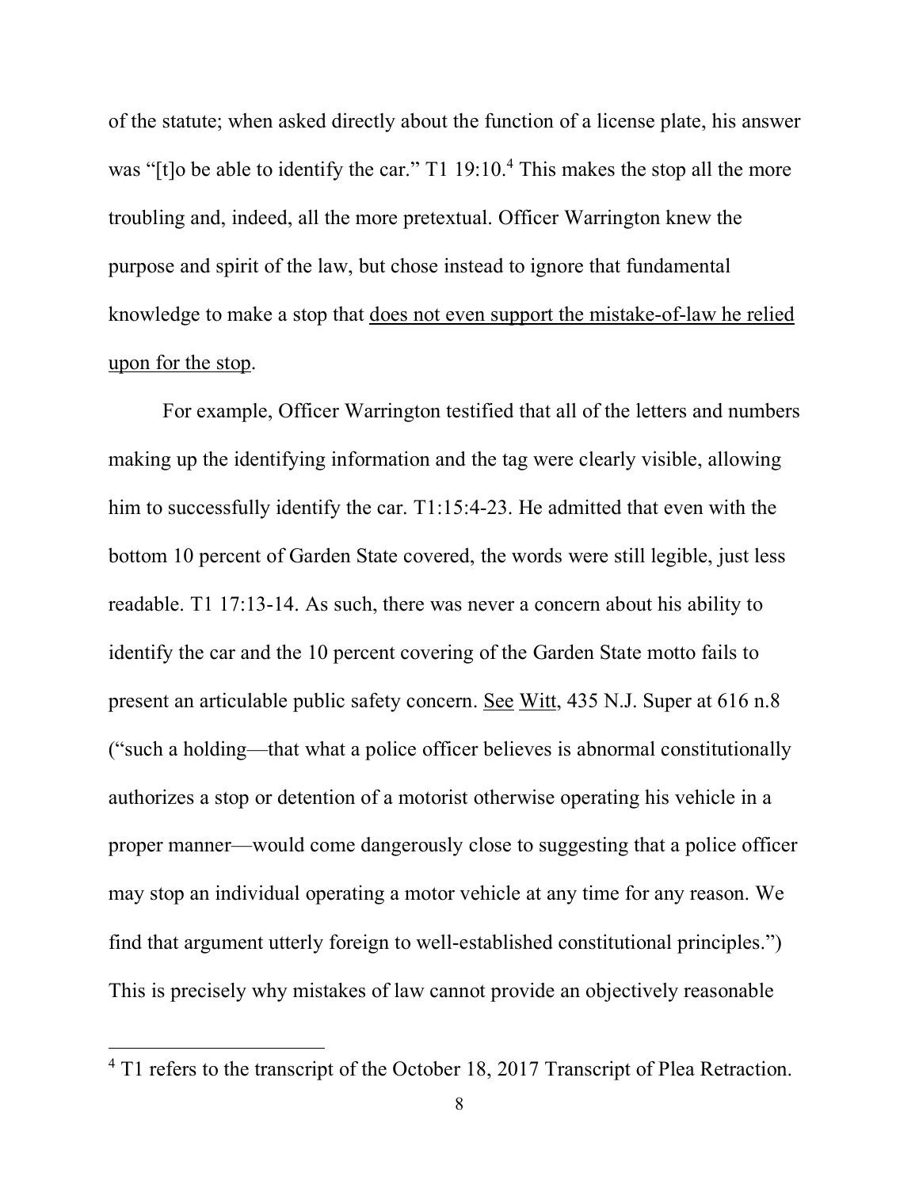of the statute; when asked directly about the function of a license plate, his answer was "[t]o be able to identify the car." T1 19:10.[4] This makes the stop all the more troubling and, indeed, all the more pretextual. Officer Warrington knew the purpose and spirit of the law, but chose instead to ignore that fundamental knowledge to make a stop that <u>does not even support the mistake-of-law he relied upon for the stop</u>.

For example, Officer Warrington testified that all of the letters and numbers making up the identifying information and the tag were clearly visible, allowing him to successfully identify the car. T1:15:4-23. He admitted that even with the bottom 10 percent of Garden State covered, the words were still legible, just less readable. T1 17:13-14. As such, there was never a concern about his ability to identify the car and the 10 percent covering of the Garden State motto fails to present an articulable public safety concern. <u>See</u> <u>Witt</u>, 435 N.J. Super at 616 n.8 ("such a holding—that what a police officer believes is abnormal constitutionally authorizes a stop or detention of a motorist otherwise operating his vehicle in a proper manner—would come dangerously close to suggesting that a police officer may stop an individual operating a motor vehicle at any time for any reason. We find that argument utterly foreign to well-established constitutional principles.") This is precisely why mistakes of law cannot provide an objectively reasonable

[4] T1 refers to the transcript of the October 18, 2017 Transcript of Plea Retraction.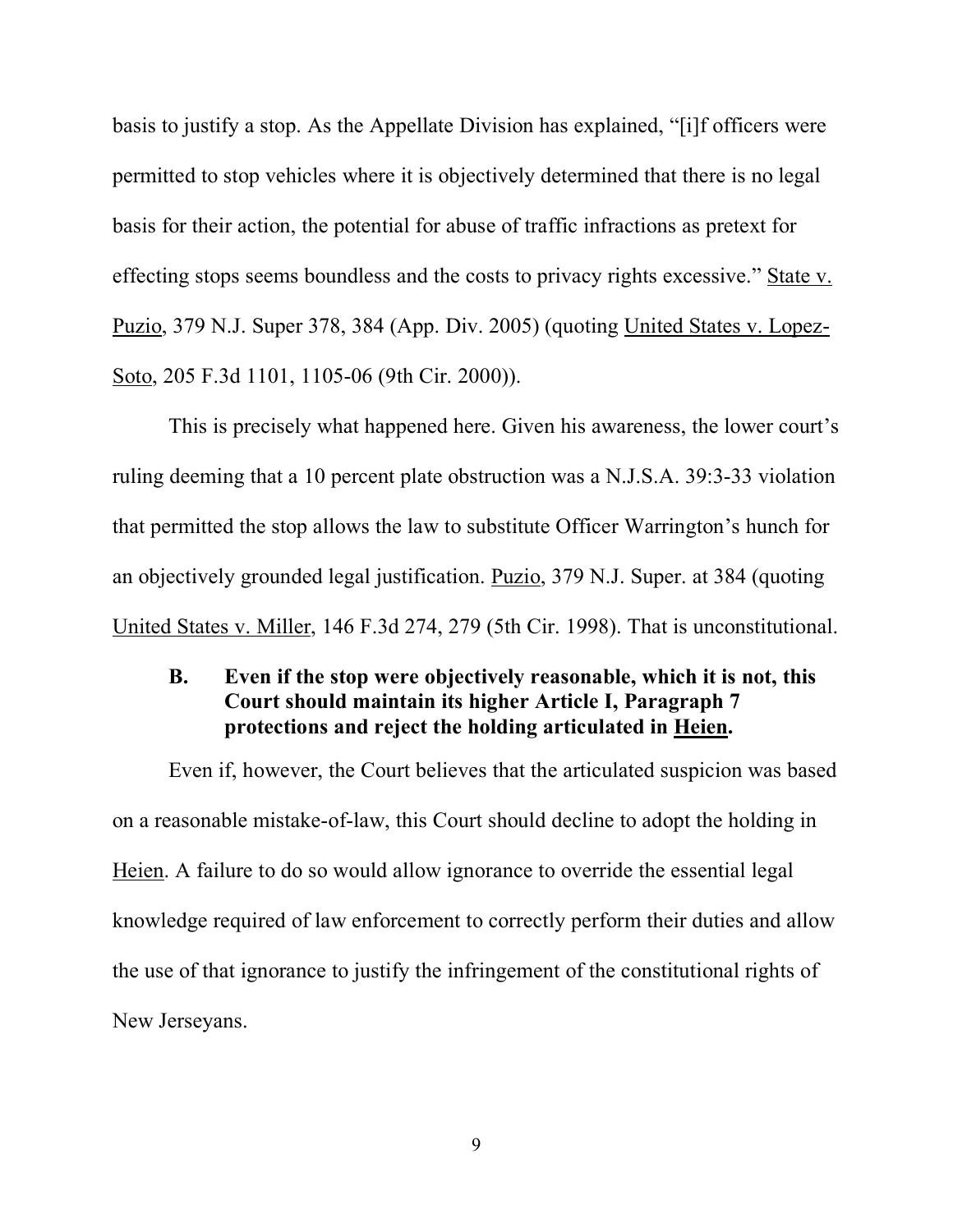basis to justify a stop. As the Appellate Division has explained, "[i]f officers were permitted to stop vehicles where it is objectively determined that there is no legal basis for their action, the potential for abuse of traffic infractions as pretext for effecting stops seems boundless and the costs to privacy rights excessive." State v. Puzio, 379 N.J. Super 378, 384 (App. Div. 2005) (quoting United States v. Lopez-Soto, 205 F.3d 1101, 1105-06 (9th Cir. 2000)).

This is precisely what happened here. Given his awareness, the lower court's ruling deeming that a 10 percent plate obstruction was a N.J.S.A. 39:3-33 violation that permitted the stop allows the law to substitute Officer Warrington's hunch for an objectively grounded legal justification. Puzio, 379 N.J. Super. at 384 (quoting United States v. Miller, 146 F.3d 274, 279 (5th Cir. 1998). That is unconstitutional.

### B. Even if the stop were objectively reasonable, which it is not, this Court should maintain its higher Article I, Paragraph 7 protections and reject the holding articulated in Heien.

Even if, however, the Court believes that the articulated suspicion was based on a reasonable mistake-of-law, this Court should decline to adopt the holding in Heien. A failure to do so would allow ignorance to override the essential legal knowledge required of law enforcement to correctly perform their duties and allow the use of that ignorance to justify the infringement of the constitutional rights of New Jerseyans.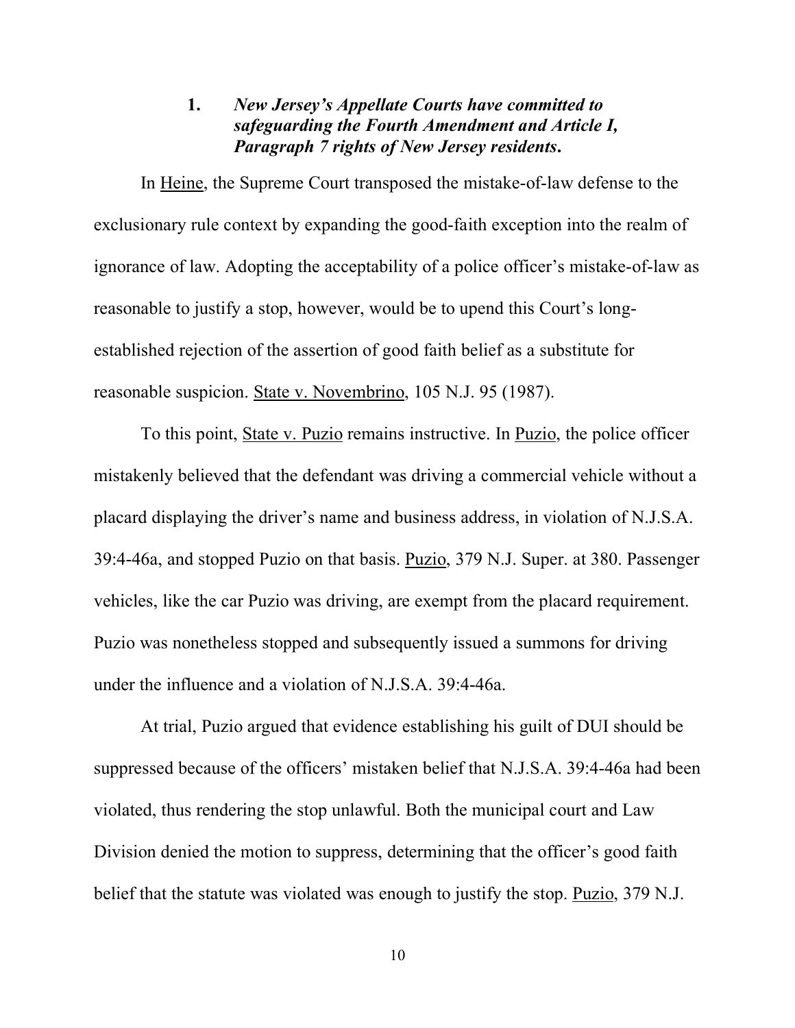### 1. ***New Jersey's Appellate Courts have committed to safeguarding the Fourth Amendment and Article I, Paragraph 7 rights of New Jersey residents.***

In Heine, the Supreme Court transposed the mistake-of-law defense to the exclusionary rule context by expanding the good-faith exception into the realm of ignorance of law. Adopting the acceptability of a police officer's mistake-of-law as reasonable to justify a stop, however, would be to upend this Court's long-established rejection of the assertion of good faith belief as a substitute for reasonable suspicion. State v. Novembrino, 105 N.J. 95 (1987).

To this point, State v. Puzio remains instructive. In Puzio, the police officer mistakenly believed that the defendant was driving a commercial vehicle without a placard displaying the driver's name and business address, in violation of N.J.S.A. 39:4-46a, and stopped Puzio on that basis. Puzio, 379 N.J. Super. at 380. Passenger vehicles, like the car Puzio was driving, are exempt from the placard requirement. Puzio was nonetheless stopped and subsequently issued a summons for driving under the influence and a violation of N.J.S.A. 39:4-46a.

At trial, Puzio argued that evidence establishing his guilt of DUI should be suppressed because of the officers' mistaken belief that N.J.S.A. 39:4-46a had been violated, thus rendering the stop unlawful. Both the municipal court and Law Division denied the motion to suppress, determining that the officer's good faith belief that the statute was violated was enough to justify the stop. Puzio, 379 N.J.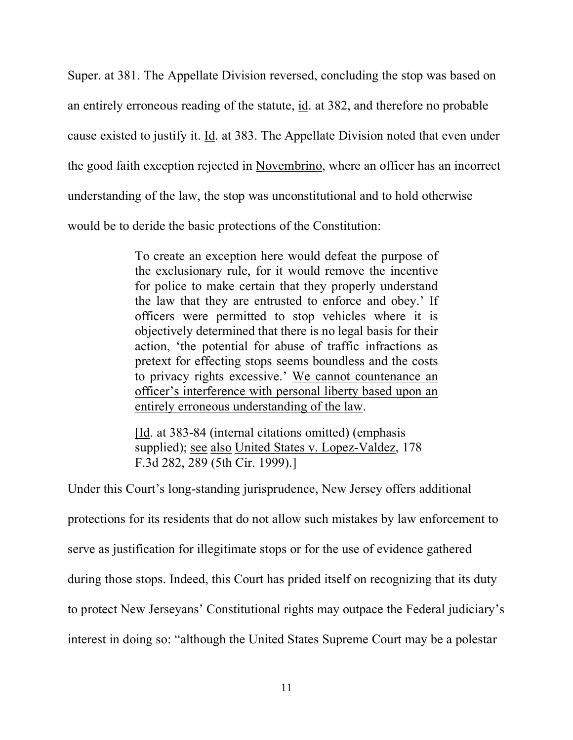Super. at 381. The Appellate Division reversed, concluding the stop was based on an entirely erroneous reading of the statute, id. at 382, and therefore no probable cause existed to justify it. Id. at 383. The Appellate Division noted that even under the good faith exception rejected in Novembrino, where an officer has an incorrect understanding of the law, the stop was unconstitutional and to hold otherwise would be to deride the basic protections of the Constitution:

> To create an exception here would defeat the purpose of the exclusionary rule, for it would remove the incentive for police to make certain that they properly understand the law that they are entrusted to enforce and obey.' If officers were permitted to stop vehicles where it is objectively determined that there is no legal basis for their action, 'the potential for abuse of traffic infractions as pretext for effecting stops seems boundless and the costs to privacy rights excessive.' We cannot countenance an officer's interference with personal liberty based upon an entirely erroneous understanding of the law.
>
> [Id. at 383-84 (internal citations omitted) (emphasis supplied); see also United States v. Lopez-Valdez, 178 F.3d 282, 289 (5th Cir. 1999).]

Under this Court's long-standing jurisprudence, New Jersey offers additional protections for its residents that do not allow such mistakes by law enforcement to serve as justification for illegitimate stops or for the use of evidence gathered during those stops. Indeed, this Court has prided itself on recognizing that its duty to protect New Jerseyans' Constitutional rights may outpace the Federal judiciary's interest in doing so: "although the United States Supreme Court may be a polestar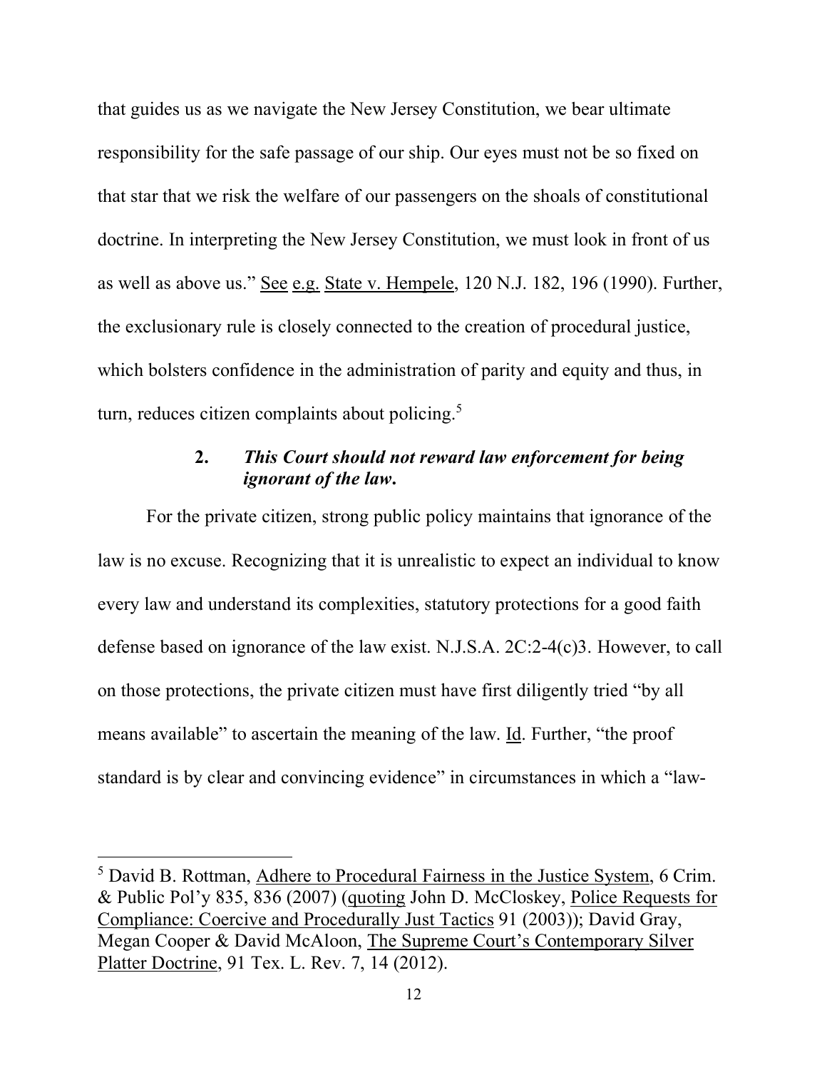that guides us as we navigate the New Jersey Constitution, we bear ultimate responsibility for the safe passage of our ship. Our eyes must not be so fixed on that star that we risk the welfare of our passengers on the shoals of constitutional doctrine. In interpreting the New Jersey Constitution, we must look in front of us as well as above us." See e.g. State v. Hempele, 120 N.J. 182, 196 (1990). Further, the exclusionary rule is closely connected to the creation of procedural justice, which bolsters confidence in the administration of parity and equity and thus, in turn, reduces citizen complaints about policing.[5]

### 2. *This Court should not reward law enforcement for being ignorant of the law.*

For the private citizen, strong public policy maintains that ignorance of the law is no excuse. Recognizing that it is unrealistic to expect an individual to know every law and understand its complexities, statutory protections for a good faith defense based on ignorance of the law exist. N.J.S.A. 2C:2-4(c)3. However, to call on those protections, the private citizen must have first diligently tried "by all means available" to ascertain the meaning of the law. Id. Further, "the proof standard is by clear and convincing evidence" in circumstances in which a "law-

---

[5] David B. Rottman, Adhere to Procedural Fairness in the Justice System, 6 Crim. & Public Pol'y 835, 836 (2007) (quoting John D. McCloskey, Police Requests for Compliance: Coercive and Procedurally Just Tactics 91 (2003)); David Gray, Megan Cooper & David McAloon, The Supreme Court's Contemporary Silver Platter Doctrine, 91 Tex. L. Rev. 7, 14 (2012).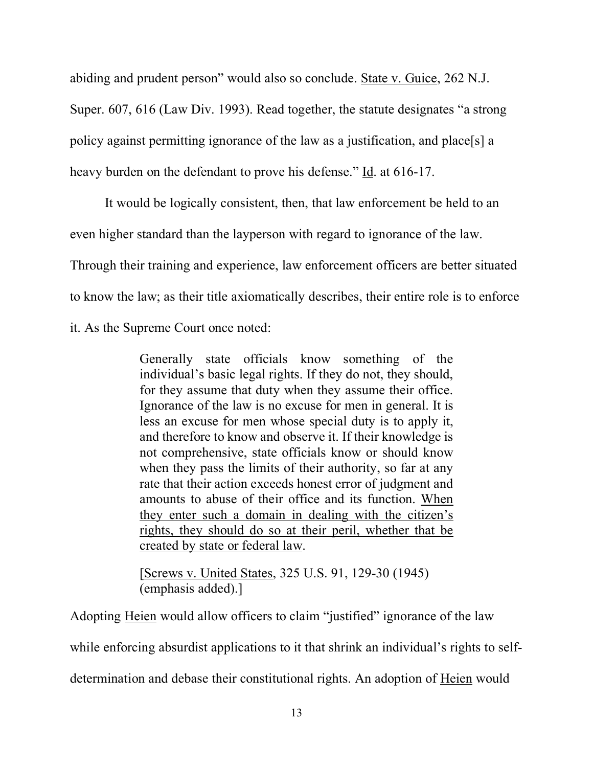abiding and prudent person" would also so conclude. State v. Guice, 262 N.J. Super. 607, 616 (Law Div. 1993). Read together, the statute designates "a strong policy against permitting ignorance of the law as a justification, and place[s] a heavy burden on the defendant to prove his defense." Id. at 616-17.

It would be logically consistent, then, that law enforcement be held to an even higher standard than the layperson with regard to ignorance of the law. Through their training and experience, law enforcement officers are better situated to know the law; as their title axiomatically describes, their entire role is to enforce it. As the Supreme Court once noted:

> Generally state officials know something of the individual's basic legal rights. If they do not, they should, for they assume that duty when they assume their office. Ignorance of the law is no excuse for men in general. It is less an excuse for men whose special duty is to apply it, and therefore to know and observe it. If their knowledge is not comprehensive, state officials know or should know when they pass the limits of their authority, so far at any rate that their action exceeds honest error of judgment and amounts to abuse of their office and its function. When they enter such a domain in dealing with the citizen's rights, they should do so at their peril, whether that be created by state or federal law.
>
> [Screws v. United States, 325 U.S. 91, 129-30 (1945) (emphasis added).]

Adopting Heien would allow officers to claim "justified" ignorance of the law while enforcing absurdist applications to it that shrink an individual's rights to self-determination and debase their constitutional rights. An adoption of Heien would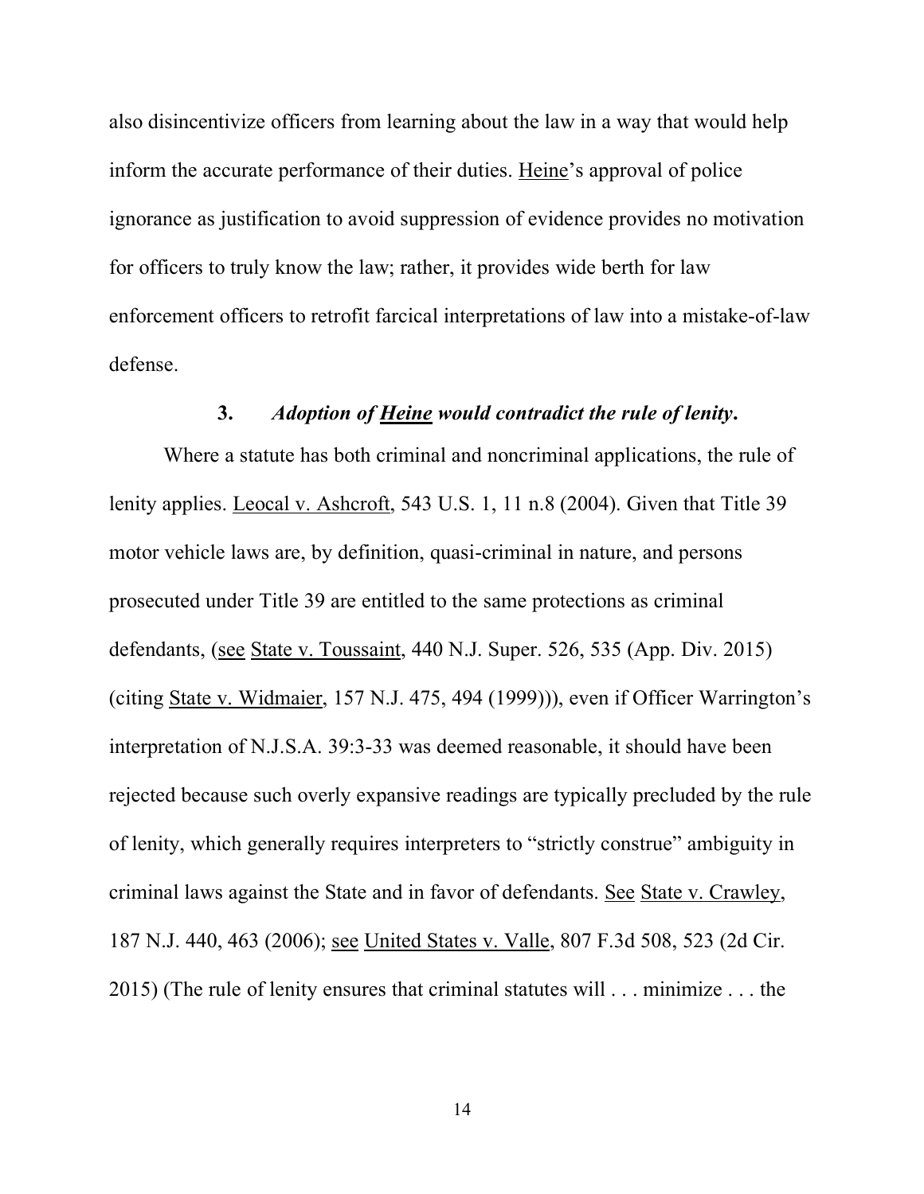also disincentivize officers from learning about the law in a way that would help inform the accurate performance of their duties. Heine's approval of police ignorance as justification to avoid suppression of evidence provides no motivation for officers to truly know the law; rather, it provides wide berth for law enforcement officers to retrofit farcical interpretations of law into a mistake-of-law defense.

### 3. *Adoption of Heine would contradict the rule of lenity.*

Where a statute has both criminal and noncriminal applications, the rule of lenity applies. Leocal v. Ashcroft, 543 U.S. 1, 11 n.8 (2004). Given that Title 39 motor vehicle laws are, by definition, quasi-criminal in nature, and persons prosecuted under Title 39 are entitled to the same protections as criminal defendants, (see State v. Toussaint, 440 N.J. Super. 526, 535 (App. Div. 2015) (citing State v. Widmaier, 157 N.J. 475, 494 (1999))), even if Officer Warrington's interpretation of N.J.S.A. 39:3-33 was deemed reasonable, it should have been rejected because such overly expansive readings are typically precluded by the rule of lenity, which generally requires interpreters to "strictly construe" ambiguity in criminal laws against the State and in favor of defendants. See State v. Crawley, 187 N.J. 440, 463 (2006); see United States v. Valle, 807 F.3d 508, 523 (2d Cir. 2015) (The rule of lenity ensures that criminal statutes will . . . minimize . . . the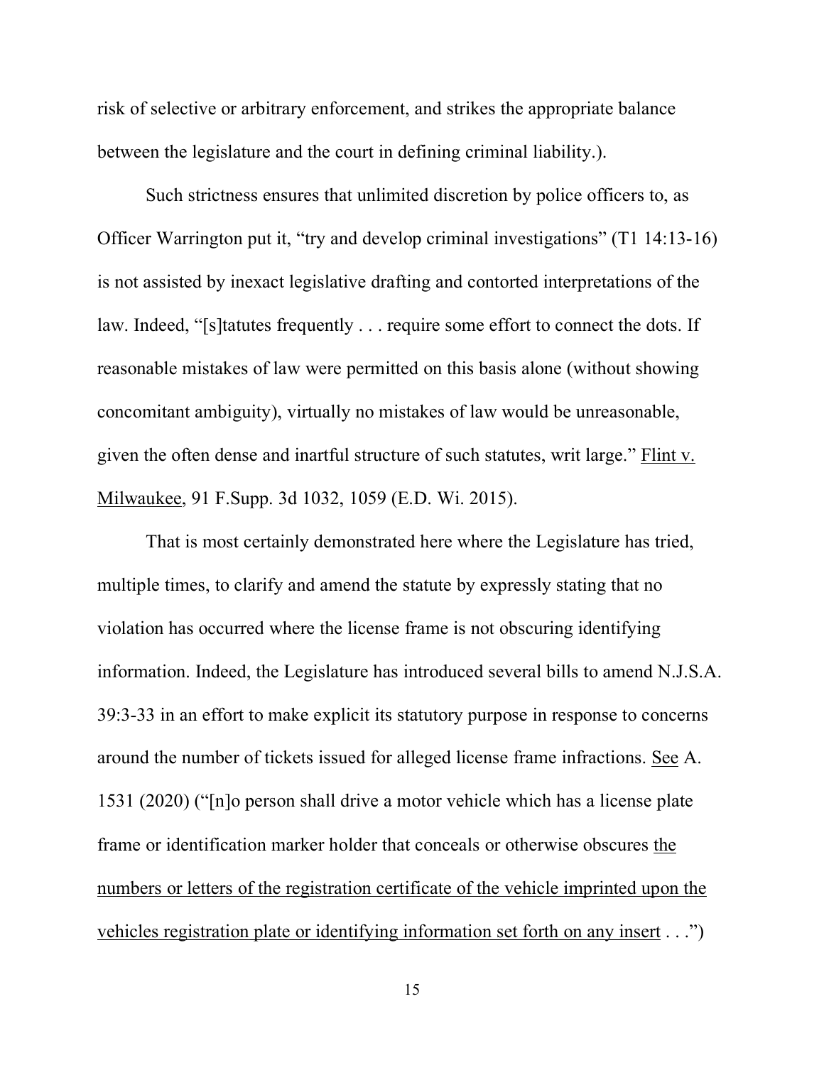risk of selective or arbitrary enforcement, and strikes the appropriate balance between the legislature and the court in defining criminal liability.).

Such strictness ensures that unlimited discretion by police officers to, as Officer Warrington put it, "try and develop criminal investigations" (T1 14:13-16) is not assisted by inexact legislative drafting and contorted interpretations of the law. Indeed, "[s]tatutes frequently . . . require some effort to connect the dots. If reasonable mistakes of law were permitted on this basis alone (without showing concomitant ambiguity), virtually no mistakes of law would be unreasonable, given the often dense and inartful structure of such statutes, writ large." <u>Flint v. Milwaukee</u>, 91 F.Supp. 3d 1032, 1059 (E.D. Wi. 2015).

That is most certainly demonstrated here where the Legislature has tried, multiple times, to clarify and amend the statute by expressly stating that no violation has occurred where the license frame is not obscuring identifying information. Indeed, the Legislature has introduced several bills to amend N.J.S.A. 39:3-33 in an effort to make explicit its statutory purpose in response to concerns around the number of tickets issued for alleged license frame infractions. <u>See</u> A. 1531 (2020) ("[n]o person shall drive a motor vehicle which has a license plate frame or identification marker holder that conceals or otherwise obscures <u>the numbers or letters of the registration certificate of the vehicle imprinted upon the vehicles registration plate or identifying information set forth on any insert</u> . . .")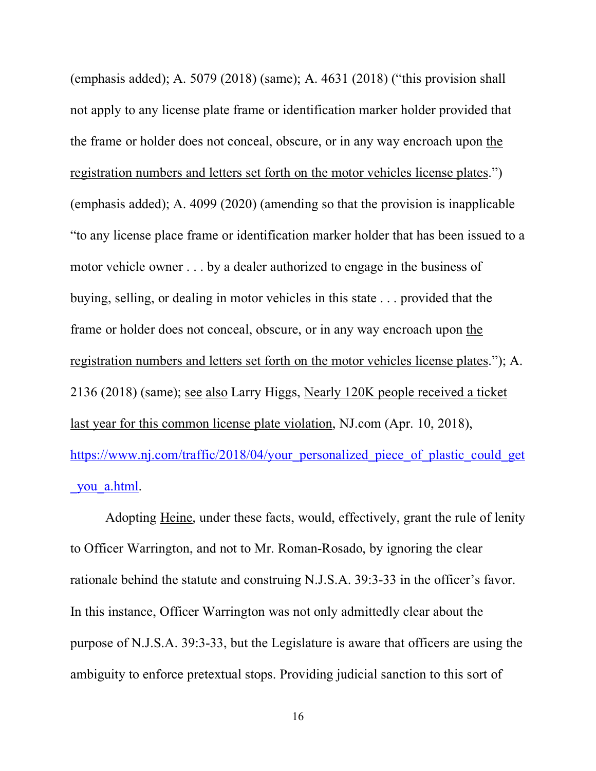(emphasis added); A. 5079 (2018) (same); A. 4631 (2018) ("this provision shall not apply to any license plate frame or identification marker holder provided that the frame or holder does not conceal, obscure, or in any way encroach upon the registration numbers and letters set forth on the motor vehicles license plates.") (emphasis added); A. 4099 (2020) (amending so that the provision is inapplicable "to any license place frame or identification marker holder that has been issued to a motor vehicle owner . . . by a dealer authorized to engage in the business of buying, selling, or dealing in motor vehicles in this state . . . provided that the frame or holder does not conceal, obscure, or in any way encroach upon the registration numbers and letters set forth on the motor vehicles license plates."); A. 2136 (2018) (same); see also Larry Higgs, Nearly 120K people received a ticket last year for this common license plate violation, NJ.com (Apr. 10, 2018), https://www.nj.com/traffic/2018/04/your_personalized_piece_of_plastic_could_get_you_a.html.

Adopting Heine, under these facts, would, effectively, grant the rule of lenity to Officer Warrington, and not to Mr. Roman-Rosado, by ignoring the clear rationale behind the statute and construing N.J.S.A. 39:3-33 in the officer's favor. In this instance, Officer Warrington was not only admittedly clear about the purpose of N.J.S.A. 39:3-33, but the Legislature is aware that officers are using the ambiguity to enforce pretextual stops. Providing judicial sanction to this sort of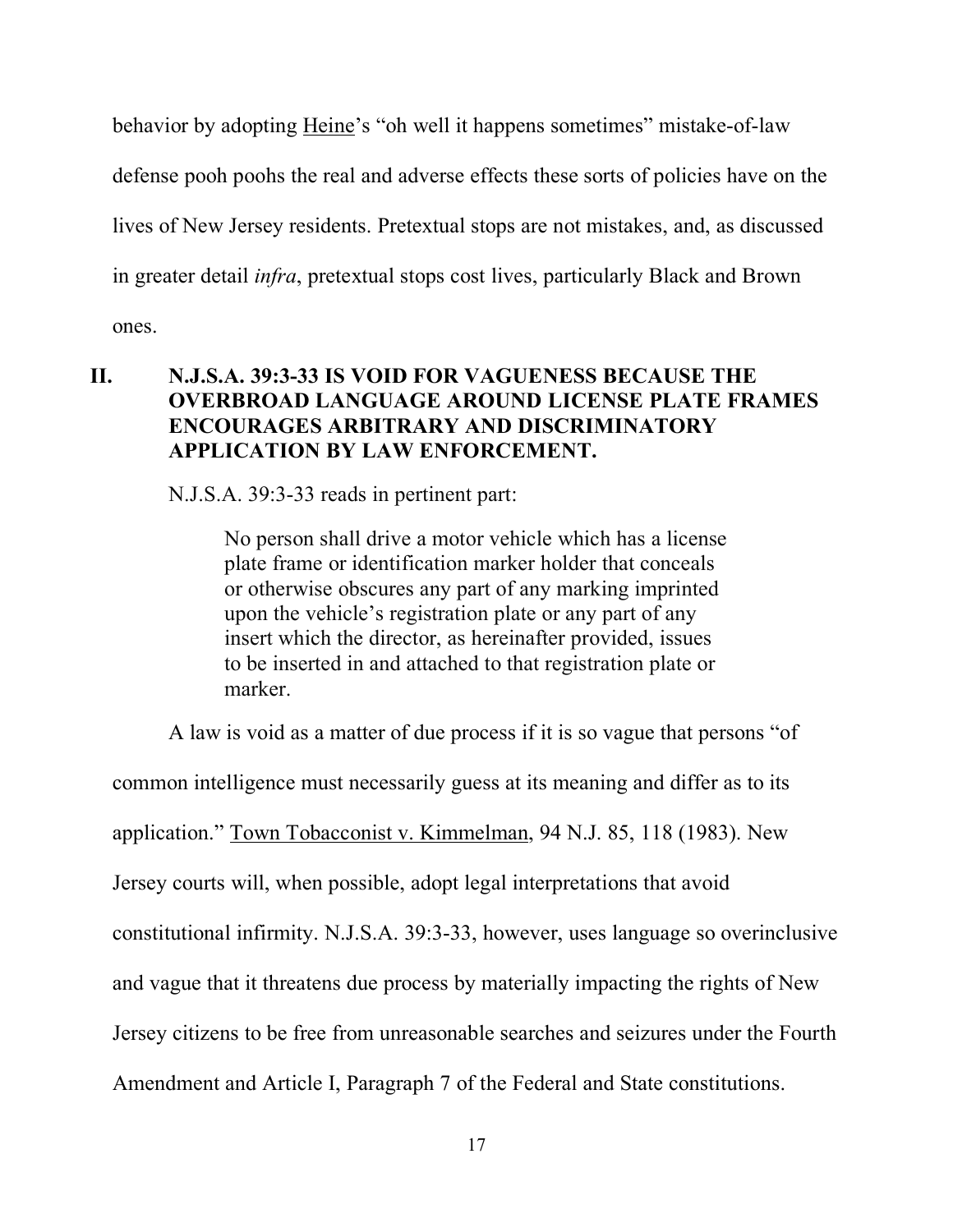behavior by adopting <u>Heine</u>'s "oh well it happens sometimes" mistake-of-law defense pooh poohs the real and adverse effects these sorts of policies have on the lives of New Jersey residents. Pretextual stops are not mistakes, and, as discussed in greater detail *infra*, pretextual stops cost lives, particularly Black and Brown ones.

## II. N.J.S.A. 39:3-33 IS VOID FOR VAGUENESS BECAUSE THE OVERBROAD LANGUAGE AROUND LICENSE PLATE FRAMES ENCOURAGES ARBITRARY AND DISCRIMINATORY APPLICATION BY LAW ENFORCEMENT.

N.J.S.A. 39:3-33 reads in pertinent part:

> No person shall drive a motor vehicle which has a license plate frame or identification marker holder that conceals or otherwise obscures any part of any marking imprinted upon the vehicle's registration plate or any part of any insert which the director, as hereinafter provided, issues to be inserted in and attached to that registration plate or marker.

A law is void as a matter of due process if it is so vague that persons "of common intelligence must necessarily guess at its meaning and differ as to its application." <u>Town Tobacconist v. Kimmelman</u>, 94 N.J. 85, 118 (1983). New Jersey courts will, when possible, adopt legal interpretations that avoid constitutional infirmity. N.J.S.A. 39:3-33, however, uses language so overinclusive and vague that it threatens due process by materially impacting the rights of New Jersey citizens to be free from unreasonable searches and seizures under the Fourth Amendment and Article I, Paragraph 7 of the Federal and State constitutions.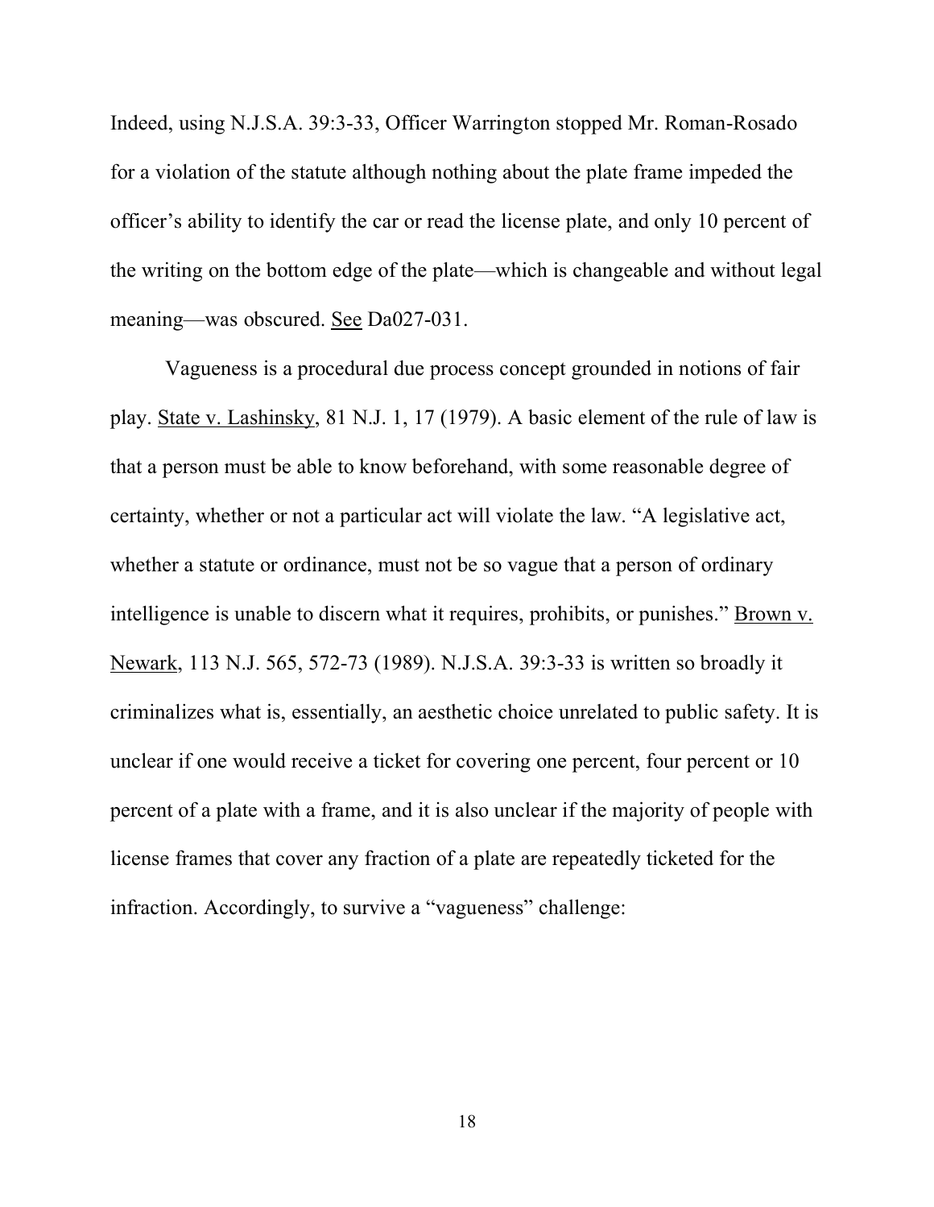Indeed, using N.J.S.A. 39:3-33, Officer Warrington stopped Mr. Roman-Rosado for a violation of the statute although nothing about the plate frame impeded the officer's ability to identify the car or read the license plate, and only 10 percent of the writing on the bottom edge of the plate—which is changeable and without legal meaning—was obscured. See Da027-031.

Vagueness is a procedural due process concept grounded in notions of fair play. State v. Lashinsky, 81 N.J. 1, 17 (1979). A basic element of the rule of law is that a person must be able to know beforehand, with some reasonable degree of certainty, whether or not a particular act will violate the law. "A legislative act, whether a statute or ordinance, must not be so vague that a person of ordinary intelligence is unable to discern what it requires, prohibits, or punishes." Brown v. Newark, 113 N.J. 565, 572-73 (1989). N.J.S.A. 39:3-33 is written so broadly it criminalizes what is, essentially, an aesthetic choice unrelated to public safety. It is unclear if one would receive a ticket for covering one percent, four percent or 10 percent of a plate with a frame, and it is also unclear if the majority of people with license frames that cover any fraction of a plate are repeatedly ticketed for the infraction. Accordingly, to survive a "vagueness" challenge: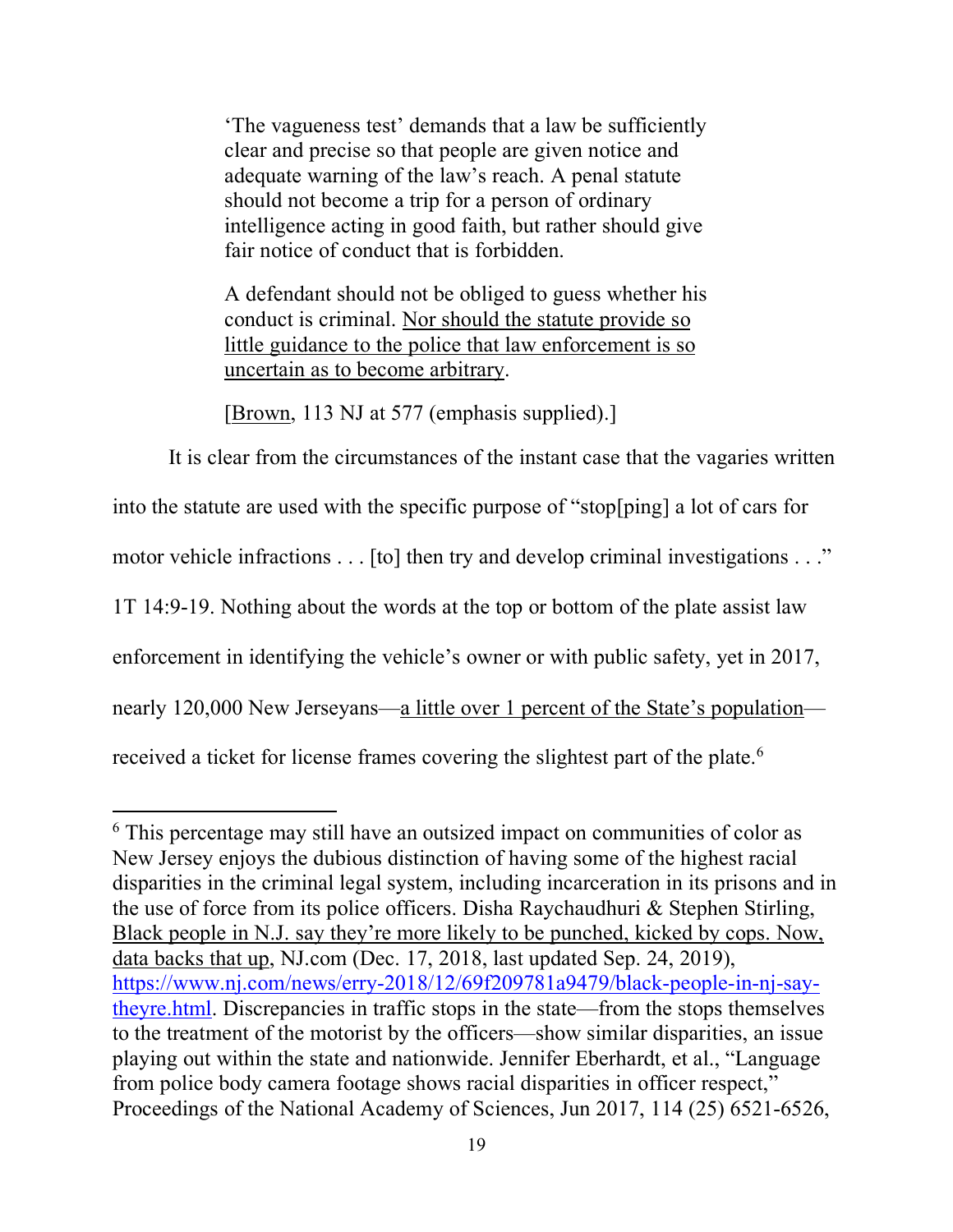> 'The vagueness test' demands that a law be sufficiently clear and precise so that people are given notice and adequate warning of the law's reach. A penal statute should not become a trip for a person of ordinary intelligence acting in good faith, but rather should give fair notice of conduct that is forbidden.
>
> A defendant should not be obliged to guess whether his conduct is criminal. Nor should the statute provide so little guidance to the police that law enforcement is so uncertain as to become arbitrary.
>
> [Brown, 113 NJ at 577 (emphasis supplied).]

It is clear from the circumstances of the instant case that the vagaries written into the statute are used with the specific purpose of "stop[ping] a lot of cars for motor vehicle infractions . . . [to] then try and develop criminal investigations . . ." 1T 14:9-19. Nothing about the words at the top or bottom of the plate assist law enforcement in identifying the vehicle's owner or with public safety, yet in 2017, nearly 120,000 New Jerseyans—a little over 1 percent of the State's population—received a ticket for license frames covering the slightest part of the plate.[6]

---

[6] This percentage may still have an outsized impact on communities of color as New Jersey enjoys the dubious distinction of having some of the highest racial disparities in the criminal legal system, including incarceration in its prisons and in the use of force from its police officers. Disha Raychaudhuri & Stephen Stirling, Black people in N.J. say they're more likely to be punched, kicked by cops. Now, data backs that up, NJ.com (Dec. 17, 2018, last updated Sep. 24, 2019), https://www.nj.com/news/erry-2018/12/69f209781a9479/black-people-in-nj-say-theyre.html. Discrepancies in traffic stops in the state—from the stops themselves to the treatment of the motorist by the officers—show similar disparities, an issue playing out within the state and nationwide. Jennifer Eberhardt, et al., "Language from police body camera footage shows racial disparities in officer respect," Proceedings of the National Academy of Sciences, Jun 2017, 114 (25) 6521-6526,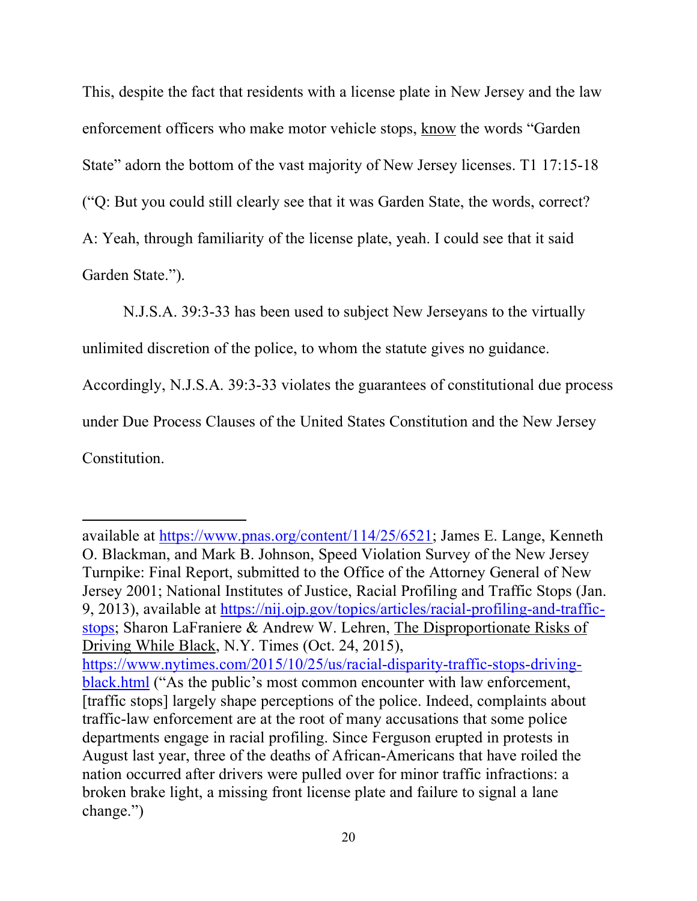This, despite the fact that residents with a license plate in New Jersey and the law enforcement officers who make motor vehicle stops, <u>know</u> the words "Garden State" adorn the bottom of the vast majority of New Jersey licenses. T1 17:15-18 ("Q: But you could still clearly see that it was Garden State, the words, correct? A: Yeah, through familiarity of the license plate, yeah. I could see that it said Garden State.").

N.J.S.A. 39:3-33 has been used to subject New Jerseyans to the virtually unlimited discretion of the police, to whom the statute gives no guidance. Accordingly, N.J.S.A. 39:3-33 violates the guarantees of constitutional due process under Due Process Clauses of the United States Constitution and the New Jersey Constitution.

---

available at https://www.pnas.org/content/114/25/6521; James E. Lange, Kenneth O. Blackman, and Mark B. Johnson, Speed Violation Survey of the New Jersey Turnpike: Final Report, submitted to the Office of the Attorney General of New Jersey 2001; National Institutes of Justice, Racial Profiling and Traffic Stops (Jan. 9, 2013), available at https://nij.ojp.gov/topics/articles/racial-profiling-and-traffic-stops; Sharon LaFraniere & Andrew W. Lehren, <u>The Disproportionate Risks of Driving While Black</u>, N.Y. Times (Oct. 24, 2015), https://www.nytimes.com/2015/10/25/us/racial-disparity-traffic-stops-driving-black.html ("As the public's most common encounter with law enforcement, [traffic stops] largely shape perceptions of the police. Indeed, complaints about traffic-law enforcement are at the root of many accusations that some police departments engage in racial profiling. Since Ferguson erupted in protests in August last year, three of the deaths of African-Americans that have roiled the nation occurred after drivers were pulled over for minor traffic infractions: a broken brake light, a missing front license plate and failure to signal a lane change.")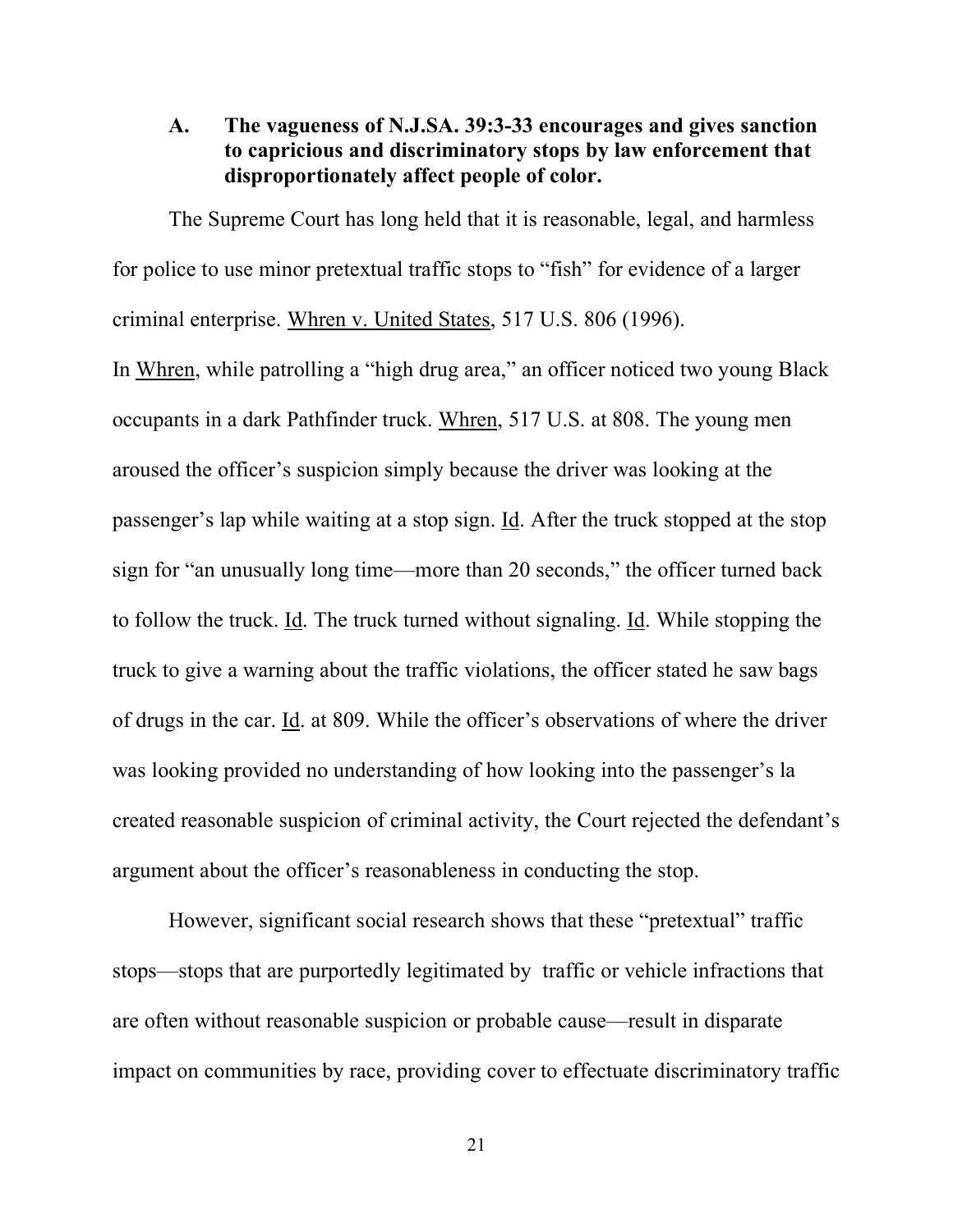### A. The vagueness of N.J.SA. 39:3-33 encourages and gives sanction to capricious and discriminatory stops by law enforcement that disproportionately affect people of color.

The Supreme Court has long held that it is reasonable, legal, and harmless for police to use minor pretextual traffic stops to "fish" for evidence of a larger criminal enterprise. Whren v. United States, 517 U.S. 806 (1996).
In Whren, while patrolling a "high drug area," an officer noticed two young Black occupants in a dark Pathfinder truck. Whren, 517 U.S. at 808. The young men aroused the officer's suspicion simply because the driver was looking at the passenger's lap while waiting at a stop sign. Id. After the truck stopped at the stop sign for "an unusually long time—more than 20 seconds," the officer turned back to follow the truck. Id. The truck turned without signaling. Id. While stopping the truck to give a warning about the traffic violations, the officer stated he saw bags of drugs in the car. Id. at 809. While the officer's observations of where the driver was looking provided no understanding of how looking into the passenger's la created reasonable suspicion of criminal activity, the Court rejected the defendant's argument about the officer's reasonableness in conducting the stop.

However, significant social research shows that these "pretextual" traffic stops—stops that are purportedly legitimated by traffic or vehicle infractions that are often without reasonable suspicion or probable cause—result in disparate impact on communities by race, providing cover to effectuate discriminatory traffic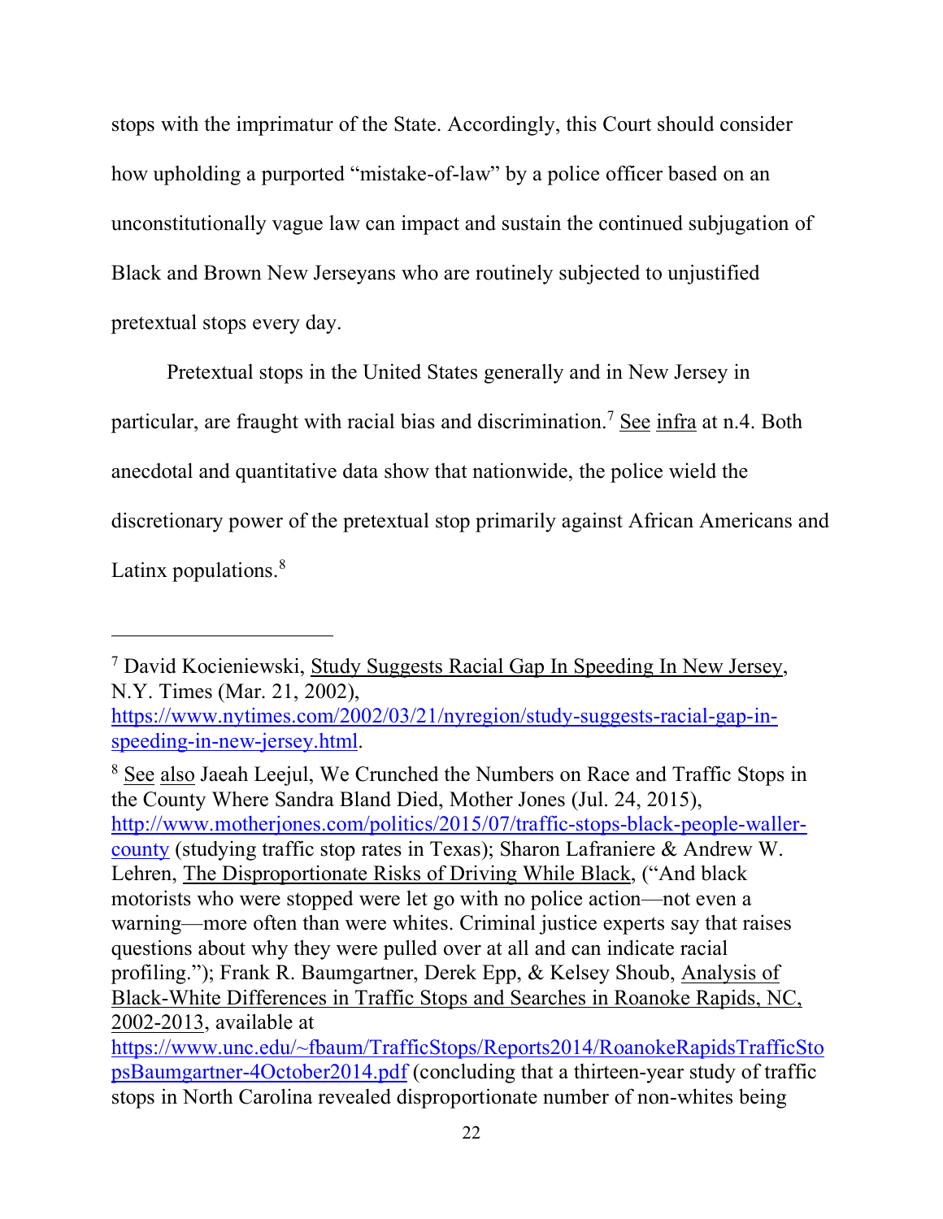stops with the imprimatur of the State. Accordingly, this Court should consider how upholding a purported "mistake-of-law" by a police officer based on an unconstitutionally vague law can impact and sustain the continued subjugation of Black and Brown New Jerseyans who are routinely subjected to unjustified pretextual stops every day.

Pretextual stops in the United States generally and in New Jersey in particular, are fraught with racial bias and discrimination.[7] See infra at n.4. Both anecdotal and quantitative data show that nationwide, the police wield the discretionary power of the pretextual stop primarily against African Americans and Latinx populations.[8]

---

[7] David Kocieniewski, Study Suggests Racial Gap In Speeding In New Jersey, N.Y. Times (Mar. 21, 2002), https://www.nytimes.com/2002/03/21/nyregion/study-suggests-racial-gap-in-speeding-in-new-jersey.html.

[8] See also Jaeah Leejul, We Crunched the Numbers on Race and Traffic Stops in the County Where Sandra Bland Died, Mother Jones (Jul. 24, 2015), http://www.motherjones.com/politics/2015/07/traffic-stops-black-people-waller-county (studying traffic stop rates in Texas); Sharon Lafraniere & Andrew W. Lehren, The Disproportionate Risks of Driving While Black, ("And black motorists who were stopped were let go with no police action—not even a warning—more often than were whites. Criminal justice experts say that raises questions about why they were pulled over at all and can indicate racial profiling."); Frank R. Baumgartner, Derek Epp, & Kelsey Shoub, Analysis of Black-White Differences in Traffic Stops and Searches in Roanoke Rapids, NC, 2002-2013, available at https://www.unc.edu/~fbaum/TrafficStops/Reports2014/RoanokeRapidsTrafficStopsBaumgartner-4October2014.pdf (concluding that a thirteen-year study of traffic stops in North Carolina revealed disproportionate number of non-whites being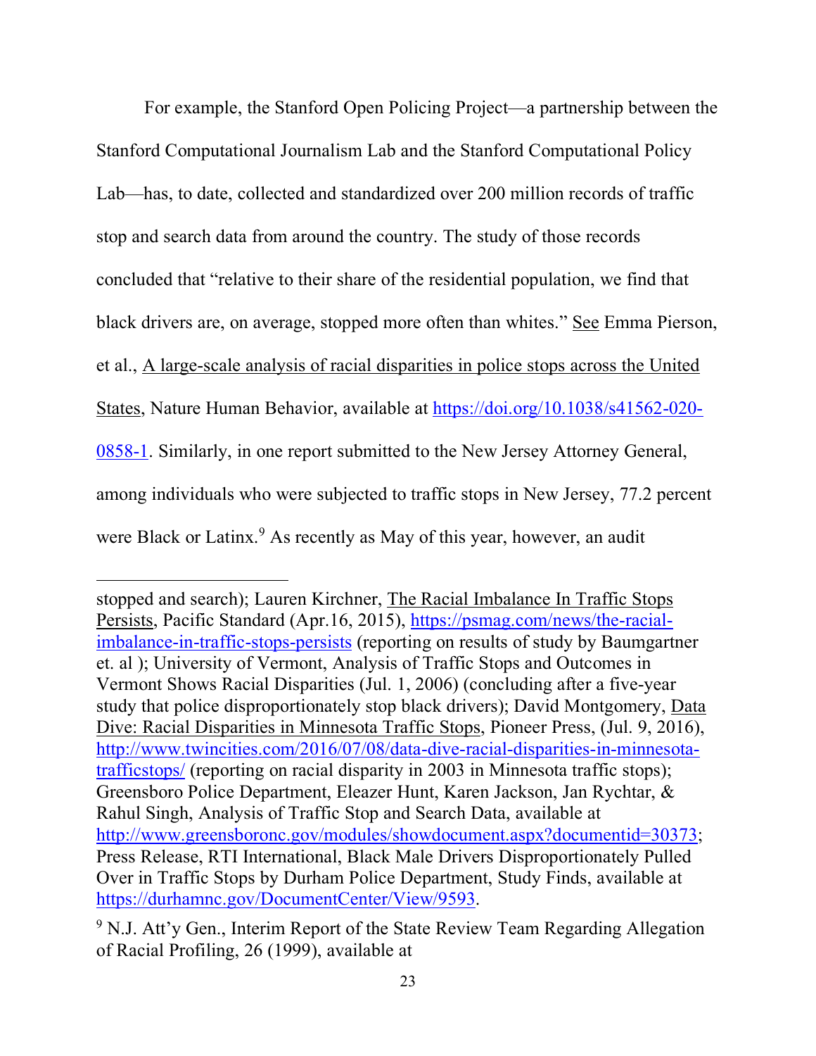For example, the Stanford Open Policing Project—a partnership between the Stanford Computational Journalism Lab and the Stanford Computational Policy Lab—has, to date, collected and standardized over 200 million records of traffic stop and search data from around the country. The study of those records concluded that "relative to their share of the residential population, we find that black drivers are, on average, stopped more often than whites." See Emma Pierson, et al., A large-scale analysis of racial disparities in police stops across the United States, Nature Human Behavior, available at https://doi.org/10.1038/s41562-020-0858-1. Similarly, in one report submitted to the New Jersey Attorney General, among individuals who were subjected to traffic stops in New Jersey, 77.2 percent were Black or Latinx.[9] As recently as May of this year, however, an audit

---

stopped and search); Lauren Kirchner, The Racial Imbalance In Traffic Stops Persists, Pacific Standard (Apr.16, 2015), https://psmag.com/news/the-racial-imbalance-in-traffic-stops-persists (reporting on results of study by Baumgartner et. al ); University of Vermont, Analysis of Traffic Stops and Outcomes in Vermont Shows Racial Disparities (Jul. 1, 2006) (concluding after a five-year study that police disproportionately stop black drivers); David Montgomery, Data Dive: Racial Disparities in Minnesota Traffic Stops, Pioneer Press, (Jul. 9, 2016), http://www.twincities.com/2016/07/08/data-dive-racial-disparities-in-minnesota-trafficstops/ (reporting on racial disparity in 2003 in Minnesota traffic stops); Greensboro Police Department, Eleazer Hunt, Karen Jackson, Jan Rychtar, & Rahul Singh, Analysis of Traffic Stop and Search Data, available at http://www.greensboronc.gov/modules/showdocument.aspx?documentid=30373; Press Release, RTI International, Black Male Drivers Disproportionately Pulled Over in Traffic Stops by Durham Police Department, Study Finds, available at https://durhamnc.gov/DocumentCenter/View/9593.

[9] N.J. Att'y Gen., Interim Report of the State Review Team Regarding Allegation of Racial Profiling, 26 (1999), available at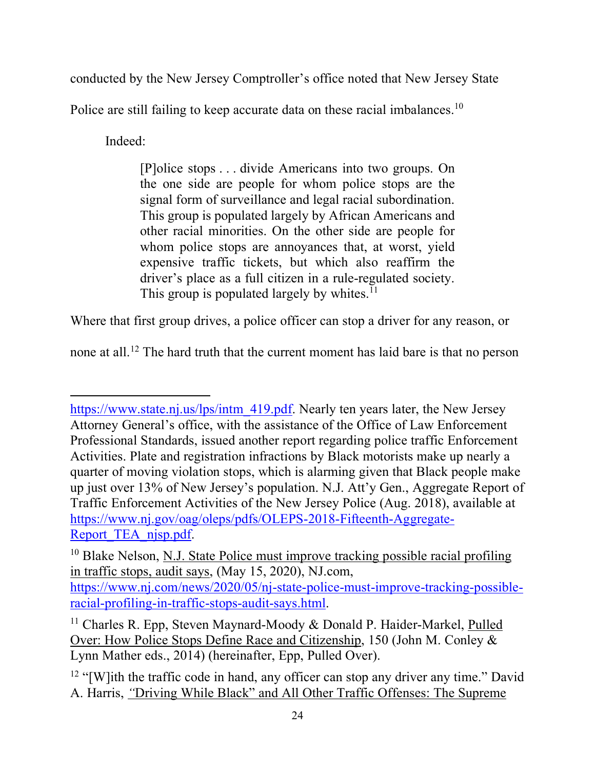conducted by the New Jersey Comptroller's office noted that New Jersey State Police are still failing to keep accurate data on these racial imbalances.[10]

Indeed:

> [P]olice stops . . . divide Americans into two groups. On the one side are people for whom police stops are the signal form of surveillance and legal racial subordination. This group is populated largely by African Americans and other racial minorities. On the other side are people for whom police stops are annoyances that, at worst, yield expensive traffic tickets, but which also reaffirm the driver's place as a full citizen in a rule-regulated society. This group is populated largely by whites.[11]

Where that first group drives, a police officer can stop a driver for any reason, or none at all.[12] The hard truth that the current moment has laid bare is that no person

---

https://www.state.nj.us/lps/intm_419.pdf. Nearly ten years later, the New Jersey Attorney General's office, with the assistance of the Office of Law Enforcement Professional Standards, issued another report regarding police traffic Enforcement Activities. Plate and registration infractions by Black motorists make up nearly a quarter of moving violation stops, which is alarming given that Black people make up just over 13% of New Jersey's population. N.J. Att'y Gen., Aggregate Report of Traffic Enforcement Activities of the New Jersey Police (Aug. 2018), available at https://www.nj.gov/oag/oleps/pdfs/OLEPS-2018-Fifteenth-Aggregate-Report_TEA_njsp.pdf.

[10] Blake Nelson, N.J. State Police must improve tracking possible racial profiling in traffic stops, audit says, (May 15, 2020), NJ.com, https://www.nj.com/news/2020/05/nj-state-police-must-improve-tracking-possible-racial-profiling-in-traffic-stops-audit-says.html.

[11] Charles R. Epp, Steven Maynard-Moody & Donald P. Haider-Markel, Pulled Over: How Police Stops Define Race and Citizenship, 150 (John M. Conley & Lynn Mather eds., 2014) (hereinafter, Epp, Pulled Over).

[12] "[W]ith the traffic code in hand, any officer can stop any driver any time." David A. Harris, "Driving While Black" and All Other Traffic Offenses: The Supreme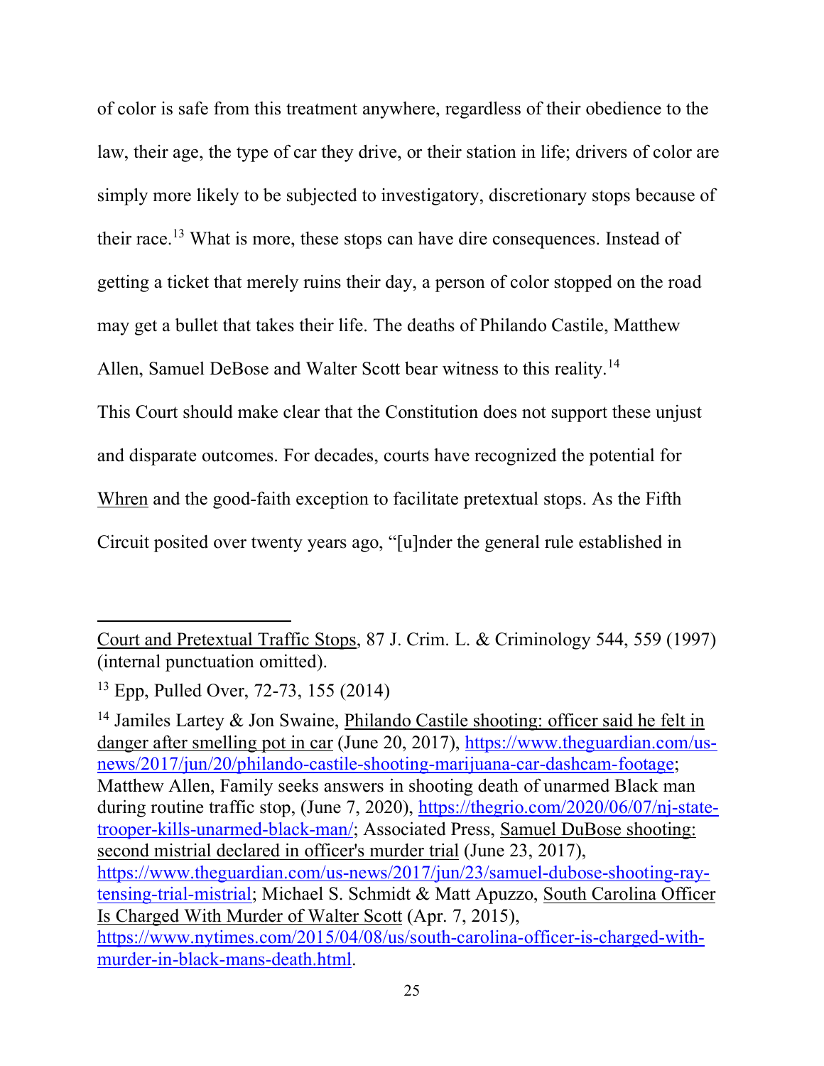of color is safe from this treatment anywhere, regardless of their obedience to the law, their age, the type of car they drive, or their station in life; drivers of color are simply more likely to be subjected to investigatory, discretionary stops because of their race.[13] What is more, these stops can have dire consequences. Instead of getting a ticket that merely ruins their day, a person of color stopped on the road may get a bullet that takes their life. The deaths of Philando Castile, Matthew Allen, Samuel DeBose and Walter Scott bear witness to this reality.[14]

This Court should make clear that the Constitution does not support these unjust and disparate outcomes. For decades, courts have recognized the potential for Whren and the good-faith exception to facilitate pretextual stops. As the Fifth Circuit posited over twenty years ago, "[u]nder the general rule established in

---

Court and Pretextual Traffic Stops, 87 J. Crim. L. & Criminology 544, 559 (1997) (internal punctuation omitted).

[13] Epp, Pulled Over, 72-73, 155 (2014)

[14] Jamiles Lartey & Jon Swaine, Philando Castile shooting: officer said he felt in danger after smelling pot in car (June 20, 2017), https://www.theguardian.com/us-news/2017/jun/20/philando-castile-shooting-marijuana-car-dashcam-footage; Matthew Allen, Family seeks answers in shooting death of unarmed Black man during routine traffic stop, (June 7, 2020), https://thegrio.com/2020/06/07/nj-state-trooper-kills-unarmed-black-man/; Associated Press, Samuel DuBose shooting: second mistrial declared in officer's murder trial (June 23, 2017), https://www.theguardian.com/us-news/2017/jun/23/samuel-dubose-shooting-ray-tensing-trial-mistrial; Michael S. Schmidt & Matt Apuzzo, South Carolina Officer Is Charged With Murder of Walter Scott (Apr. 7, 2015), https://www.nytimes.com/2015/04/08/us/south-carolina-officer-is-charged-with-murder-in-black-mans-death.html.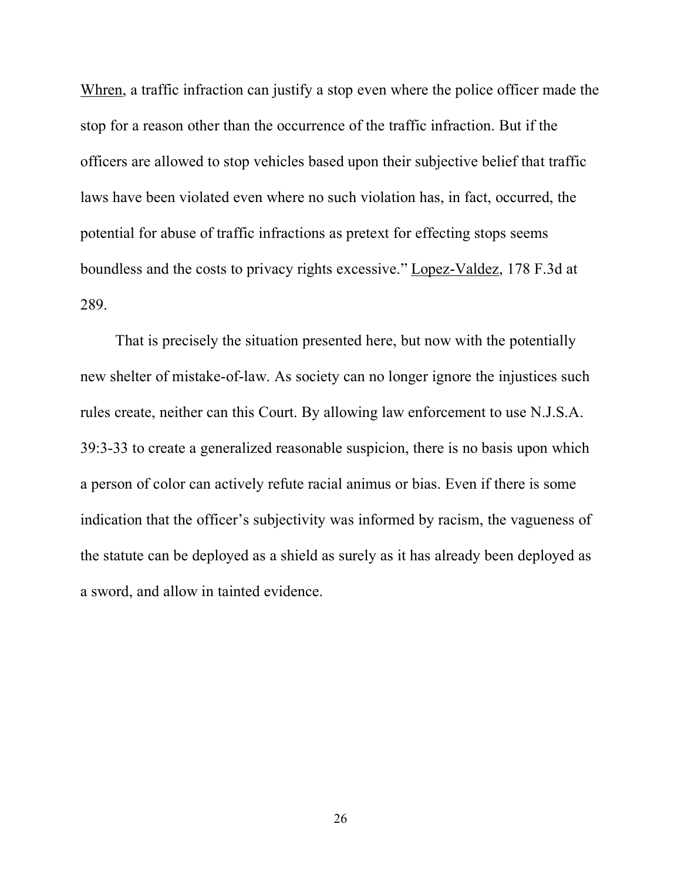Whren, a traffic infraction can justify a stop even where the police officer made the stop for a reason other than the occurrence of the traffic infraction. But if the officers are allowed to stop vehicles based upon their subjective belief that traffic laws have been violated even where no such violation has, in fact, occurred, the potential for abuse of traffic infractions as pretext for effecting stops seems boundless and the costs to privacy rights excessive." Lopez-Valdez, 178 F.3d at 289.

That is precisely the situation presented here, but now with the potentially new shelter of mistake-of-law. As society can no longer ignore the injustices such rules create, neither can this Court. By allowing law enforcement to use N.J.S.A. 39:3-33 to create a generalized reasonable suspicion, there is no basis upon which a person of color can actively refute racial animus or bias. Even if there is some indication that the officer's subjectivity was informed by racism, the vagueness of the statute can be deployed as a shield as surely as it has already been deployed as a sword, and allow in tainted evidence.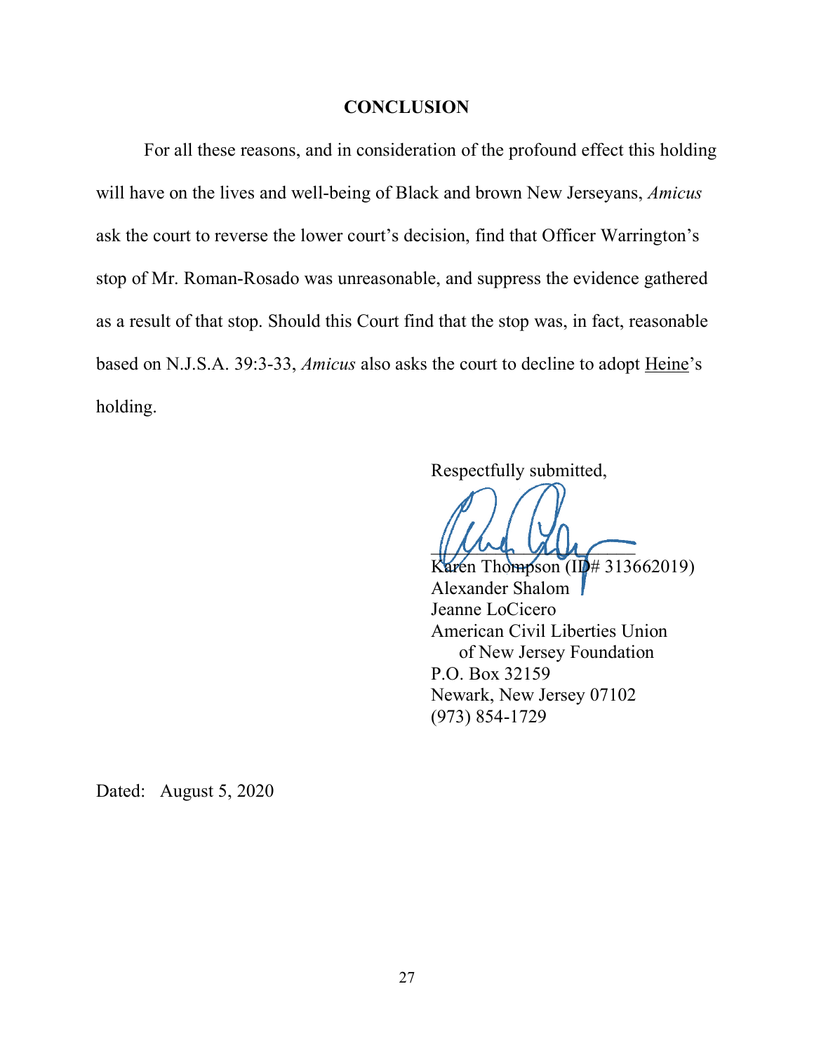## CONCLUSION

For all these reasons, and in consideration of the profound effect this holding will have on the lives and well-being of Black and brown New Jerseyans, *Amicus* ask the court to reverse the lower court's decision, find that Officer Warrington's stop of Mr. Roman-Rosado was unreasonable, and suppress the evidence gathered as a result of that stop. Should this Court find that the stop was, in fact, reasonable based on N.J.S.A. 39:3-33, *Amicus* also asks the court to decline to adopt Heine's holding.

Respectfully submitted,

Karen Thompson (ID# 313662019)
Alexander Shalom
Jeanne LoCicero
American Civil Liberties Union
of New Jersey Foundation
P.O. Box 32159
Newark, New Jersey 07102
(973) 854-1729

Dated: August 5, 2020